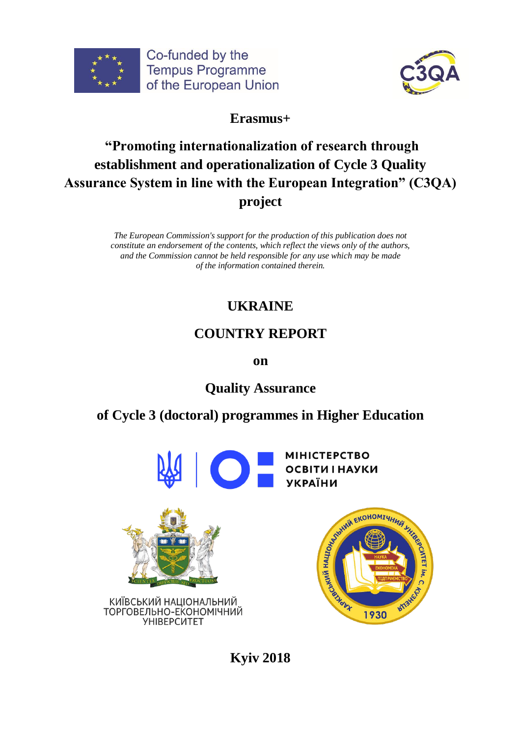Co-funded by the Tempus Programme of the European Union

**Erasmus+**

# "Promoting internationalization of research through establishment and operationalization of Cycle 3 Quality Assurance System in line with the European Integration" (C3QA) project

*The European Commission's support for the production of this publication does not constitute an endorsement of the contents, which reflect the views only of the authors, and the Commission cannot be held responsible for any use which may be made of the information contained therein.*

## UKRAINE

## COUNTRY REPORT

## on

## Quality Assurance

## of Cycle 3 (doctoral) programmes in Higher Education

МІНІСТЕРСТВО ОСВІТИ І НАУКИ УКРАЇНИ

КИЇВСЬКИЙ НАЦІОНАЛЬНИЙ ТОРГОВЕЛЬНО-ЕКОНОМІЧНИЙ УНІВЕРСИТЕТ

**Kyiv 2018**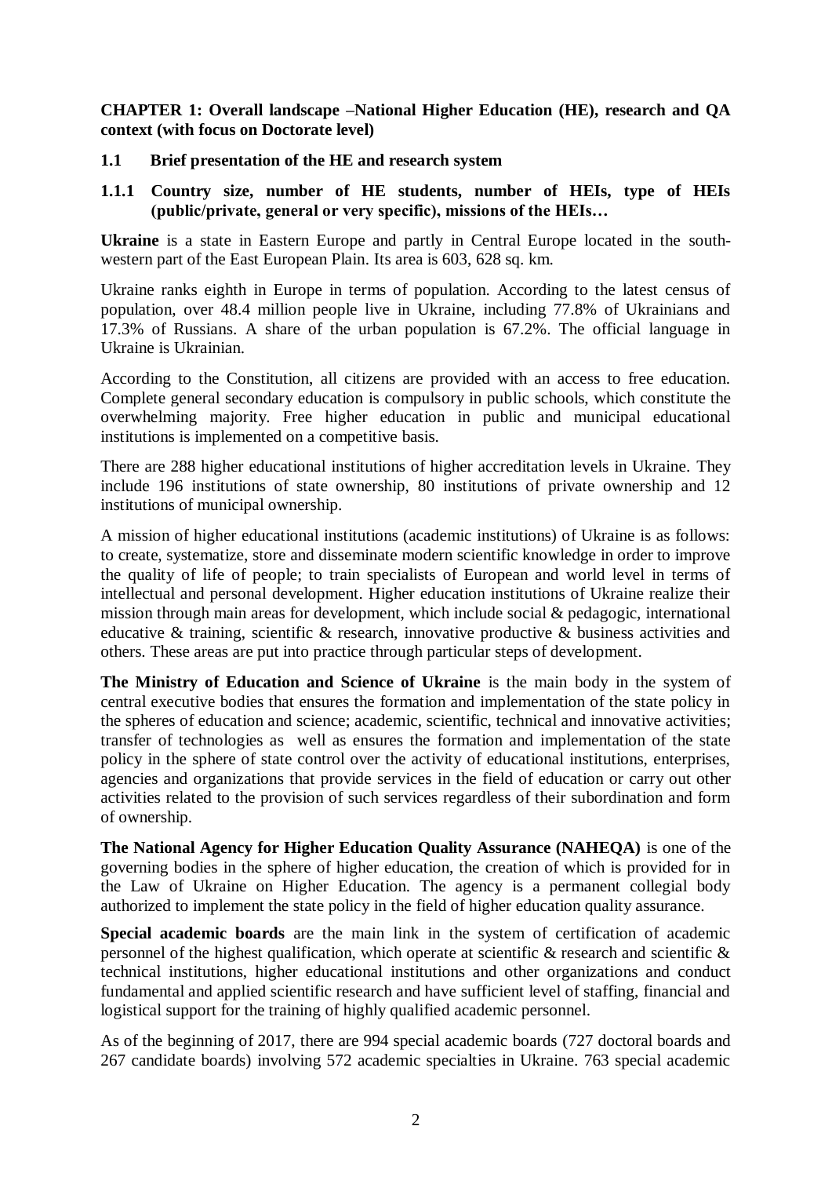**CHAPTER 1: Overall landscape –National Higher Education (HE), research and QA context (with focus on Doctorate level)**

**1.1 Brief presentation of the HE and research system**

**1.1.1 Country size, number of HE students, number of HEIs, type of HEIs (public/private, general or very specific), missions of the HEIs…**

**Ukraine** is a state in Eastern Europe and partly in Central Europe located in the south-western part of the East European Plain. Its area is 603, 628 sq. km.

Ukraine ranks eighth in Europe in terms of population. According to the latest census of population, over 48.4 million people live in Ukraine, including 77.8% of Ukrainians and 17.3% of Russians. A share of the urban population is 67.2%. The official language in Ukraine is Ukrainian.

According to the Constitution, all citizens are provided with an access to free education. Complete general secondary education is compulsory in public schools, which constitute the overwhelming majority. Free higher education in public and municipal educational institutions is implemented on a competitive basis.

There are 288 higher educational institutions of higher accreditation levels in Ukraine. They include 196 institutions of state ownership, 80 institutions of private ownership and 12 institutions of municipal ownership.

A mission of higher educational institutions (academic institutions) of Ukraine is as follows: to create, systematize, store and disseminate modern scientific knowledge in order to improve the quality of life of people; to train specialists of European and world level in terms of intellectual and personal development. Higher education institutions of Ukraine realize their mission through main areas for development, which include social & pedagogic, international educative & training, scientific & research, innovative productive & business activities and others. These areas are put into practice through particular steps of development.

**The Ministry of Education and Science of Ukraine** is the main body in the system of central executive bodies that ensures the formation and implementation of the state policy in the spheres of education and science; academic, scientific, technical and innovative activities; transfer of technologies as well as ensures the formation and implementation of the state policy in the sphere of state control over the activity of educational institutions, enterprises, agencies and organizations that provide services in the field of education or carry out other activities related to the provision of such services regardless of their subordination and form of ownership.

**The National Agency for Higher Education Quality Assurance (NAHEQA)** is one of the governing bodies in the sphere of higher education, the creation of which is provided for in the Law of Ukraine on Higher Education. The agency is a permanent collegial body authorized to implement the state policy in the field of higher education quality assurance.

**Special academic boards** are the main link in the system of certification of academic personnel of the highest qualification, which operate at scientific & research and scientific & technical institutions, higher educational institutions and other organizations and conduct fundamental and applied scientific research and have sufficient level of staffing, financial and logistical support for the training of highly qualified academic personnel.

As of the beginning of 2017, there are 994 special academic boards (727 doctoral boards and 267 candidate boards) involving 572 academic specialties in Ukraine. 763 special academic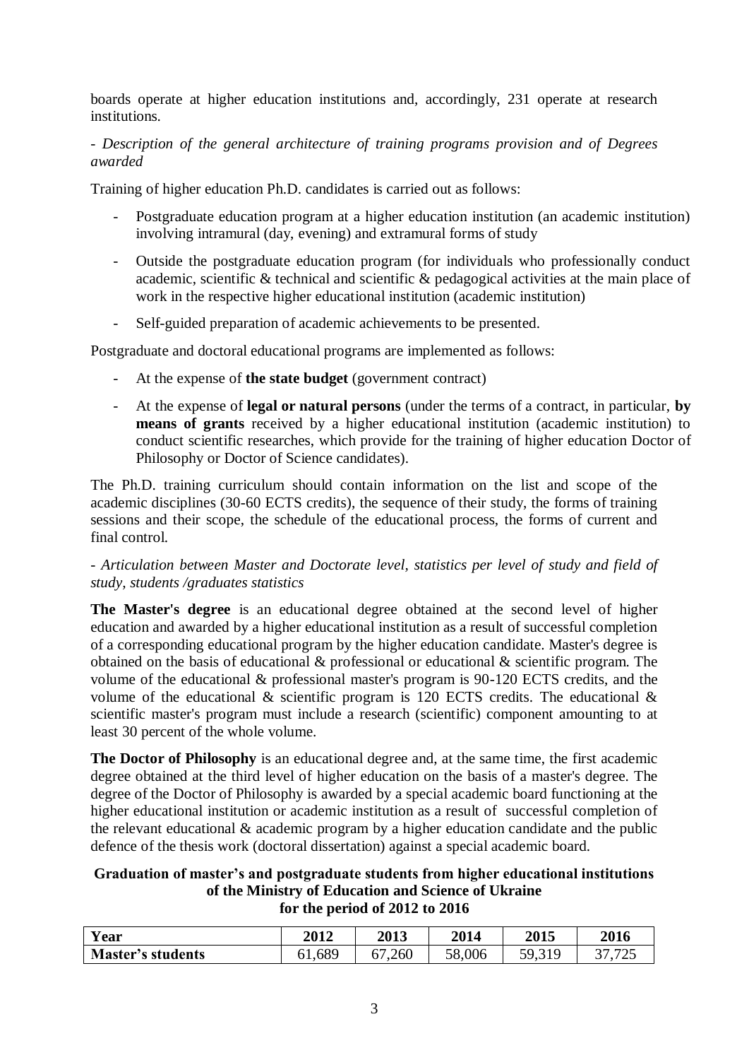boards operate at higher education institutions and, accordingly, 231 operate at research institutions.

*- Description of the general architecture of training programs provision and of Degrees awarded*

Training of higher education Ph.D. candidates is carried out as follows:

- Postgraduate education program at a higher education institution (an academic institution) involving intramural (day, evening) and extramural forms of study
- Outside the postgraduate education program (for individuals who professionally conduct academic, scientific & technical and scientific & pedagogical activities at the main place of work in the respective higher educational institution (academic institution)
- Self-guided preparation of academic achievements to be presented.

Postgraduate and doctoral educational programs are implemented as follows:

- At the expense of **the state budget** (government contract)
- At the expense of **legal or natural persons** (under the terms of a contract, in particular, **by means of grants** received by a higher educational institution (academic institution) to conduct scientific researches, which provide for the training of higher education Doctor of Philosophy or Doctor of Science candidates).

The Ph.D. training curriculum should contain information on the list and scope of the academic disciplines (30-60 ECTS credits), the sequence of their study, the forms of training sessions and their scope, the schedule of the educational process, the forms of current and final control.

*- Articulation between Master and Doctorate level, statistics per level of study and field of study, students /graduates statistics*

**The Master's degree** is an educational degree obtained at the second level of higher education and awarded by a higher educational institution as a result of successful completion of a corresponding educational program by the higher education candidate. Master's degree is obtained on the basis of educational & professional or educational & scientific program. The volume of the educational & professional master's program is 90-120 ECTS credits, and the volume of the educational & scientific program is 120 ECTS credits. The educational & scientific master's program must include a research (scientific) component amounting to at least 30 percent of the whole volume.

**The Doctor of Philosophy** is an educational degree and, at the same time, the first academic degree obtained at the third level of higher education on the basis of a master's degree. The degree of the Doctor of Philosophy is awarded by a special academic board functioning at the higher educational institution or academic institution as a result of successful completion of the relevant educational & academic program by a higher education candidate and the public defence of the thesis work (doctoral dissertation) against a special academic board.

**Graduation of master's and postgraduate students from higher educational institutions of the Ministry of Education and Science of Ukraine for the period of 2012 to 2016**

| Year | 2012 | 2013 | 2014 | 2015 | 2016 |
|---|---|---|---|---|---|
| **Master's students** | 61,689 | 67,260 | 58,006 | 59,319 | 37,725 |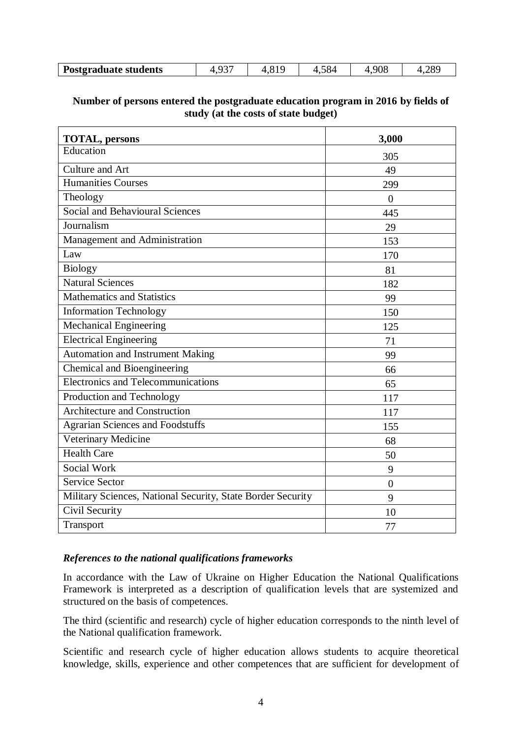| **Postgraduate students** | 4,937 | 4,819 | 4,584 | 4,908 | 4,289 |
|---|---|---|---|---|---|

**Number of persons entered the postgraduate education program in 2016 by fields of study (at the costs of state budget)**

| **TOTAL, persons** | **3,000** |
|---|---|
| Education | 305 |
| Culture and Art | 49 |
| Humanities Courses | 299 |
| Theology | 0 |
| Social and Behavioural Sciences | 445 |
| Journalism | 29 |
| Management and Administration | 153 |
| Law | 170 |
| Biology | 81 |
| Natural Sciences | 182 |
| Mathematics and Statistics | 99 |
| Information Technology | 150 |
| Mechanical Engineering | 125 |
| Electrical Engineering | 71 |
| Automation and Instrument Making | 99 |
| Chemical and Bioengineering | 66 |
| Electronics and Telecommunications | 65 |
| Production and Technology | 117 |
| Architecture and Construction | 117 |
| Agrarian Sciences and Foodstuffs | 155 |
| Veterinary Medicine | 68 |
| Health Care | 50 |
| Social Work | 9 |
| Service Sector | 0 |
| Military Sciences, National Security, State Border Security | 9 |
| Civil Security | 10 |
| Transport | 77 |

***References to the national qualifications frameworks***

In accordance with the Law of Ukraine on Higher Education the National Qualifications Framework is interpreted as a description of qualification levels that are systemized and structured on the basis of competences.

The third (scientific and research) cycle of higher education corresponds to the ninth level of the National qualification framework.

Scientific and research cycle of higher education allows students to acquire theoretical knowledge, skills, experience and other competences that are sufficient for development of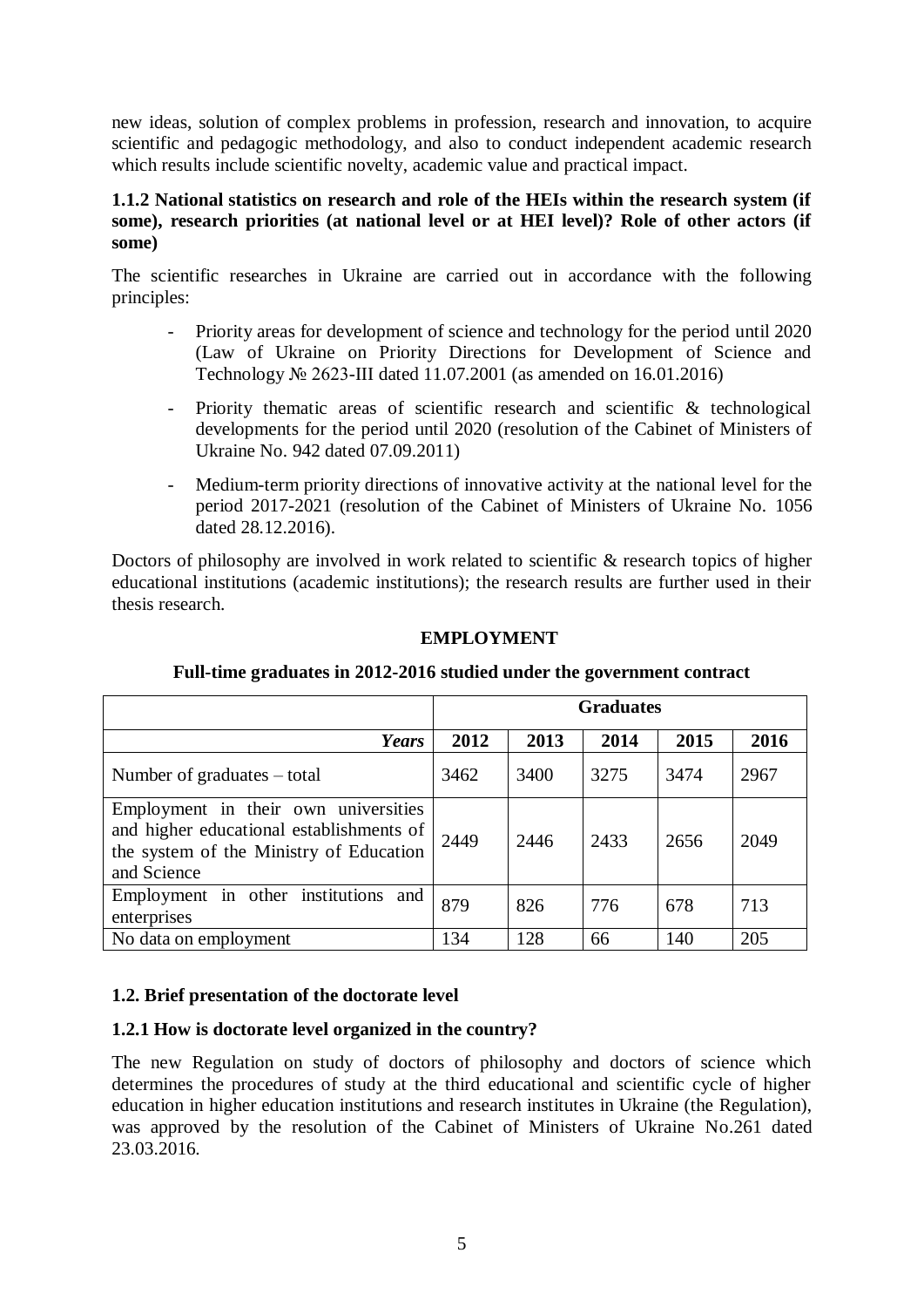new ideas, solution of complex problems in profession, research and innovation, to acquire scientific and pedagogic methodology, and also to conduct independent academic research which results include scientific novelty, academic value and practical impact.

#### 1.1.2 National statistics on research and role of the HEIs within the research system (if some), research priorities (at national level or at HEI level)? Role of other actors (if some)

The scientific researches in Ukraine are carried out in accordance with the following principles:

- Priority areas for development of science and technology for the period until 2020 (Law of Ukraine on Priority Directions for Development of Science and Technology № 2623-III dated 11.07.2001 (as amended on 16.01.2016)
- Priority thematic areas of scientific research and scientific & technological developments for the period until 2020 (resolution of the Cabinet of Ministers of Ukraine No. 942 dated 07.09.2011)
- Medium-term priority directions of innovative activity at the national level for the period 2017-2021 (resolution of the Cabinet of Ministers of Ukraine No. 1056 dated 28.12.2016).

Doctors of philosophy are involved in work related to scientific & research topics of higher educational institutions (academic institutions); the research results are further used in their thesis research.

**EMPLOYMENT**

**Full-time graduates in 2012-2016 studied under the government contract**

| | **Graduates** | | | | |
|---|---|---|---|---|---|
| ***Years*** | **2012** | **2013** | **2014** | **2015** | **2016** |
| Number of graduates – total | 3462 | 3400 | 3275 | 3474 | 2967 |
| Employment in their own universities and higher educational establishments of the system of the Ministry of Education and Science | 2449 | 2446 | 2433 | 2656 | 2049 |
| Employment in other institutions and enterprises | 879 | 826 | 776 | 678 | 713 |
| No data on employment | 134 | 128 | 66 | 140 | 205 |

### 1.2. Brief presentation of the doctorate level

#### 1.2.1 How is doctorate level organized in the country?

The new Regulation on study of doctors of philosophy and doctors of science which determines the procedures of study at the third educational and scientific cycle of higher education in higher education institutions and research institutes in Ukraine (the Regulation), was approved by the resolution of the Cabinet of Ministers of Ukraine No.261 dated 23.03.2016.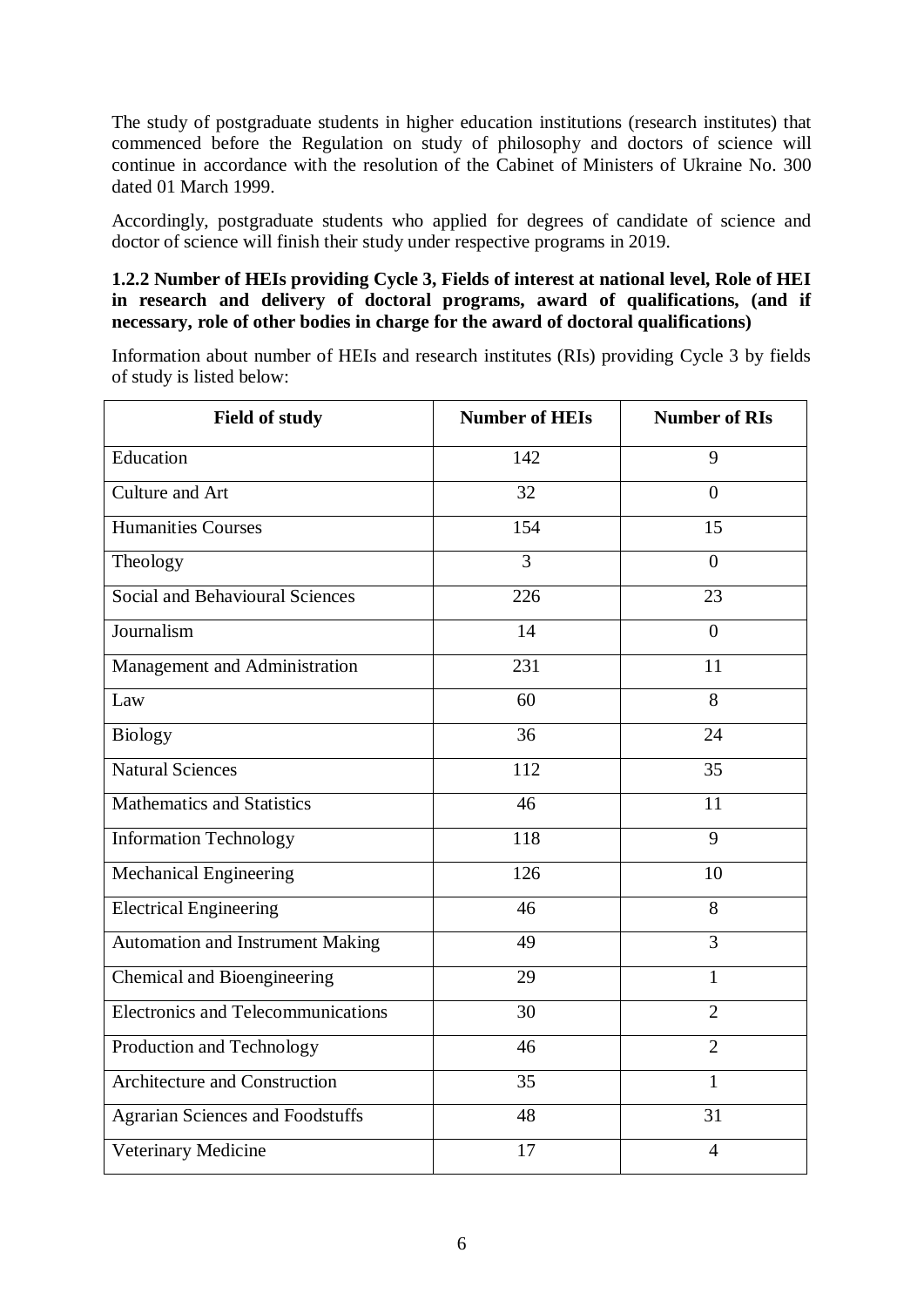The study of postgraduate students in higher education institutions (research institutes) that commenced before the Regulation on study of philosophy and doctors of science will continue in accordance with the resolution of the Cabinet of Ministers of Ukraine No. 300 dated 01 March 1999.

Accordingly, postgraduate students who applied for degrees of candidate of science and doctor of science will finish their study under respective programs in 2019.

**1.2.2 Number of HEIs providing Cycle 3, Fields of interest at national level, Role of HEI in research and delivery of doctoral programs, award of qualifications, (and if necessary, role of other bodies in charge for the award of doctoral qualifications)**

Information about number of HEIs and research institutes (RIs) providing Cycle 3 by fields of study is listed below:

| Field of study | Number of HEIs | Number of RIs |
|---|---|---|
| Education | 142 | 9 |
| Culture and Art | 32 | 0 |
| Humanities Courses | 154 | 15 |
| Theology | 3 | 0 |
| Social and Behavioural Sciences | 226 | 23 |
| Journalism | 14 | 0 |
| Management and Administration | 231 | 11 |
| Law | 60 | 8 |
| Biology | 36 | 24 |
| Natural Sciences | 112 | 35 |
| Mathematics and Statistics | 46 | 11 |
| Information Technology | 118 | 9 |
| Mechanical Engineering | 126 | 10 |
| Electrical Engineering | 46 | 8 |
| Automation and Instrument Making | 49 | 3 |
| Chemical and Bioengineering | 29 | 1 |
| Electronics and Telecommunications | 30 | 2 |
| Production and Technology | 46 | 2 |
| Architecture and Construction | 35 | 1 |
| Agrarian Sciences and Foodstuffs | 48 | 31 |
| Veterinary Medicine | 17 | 4 |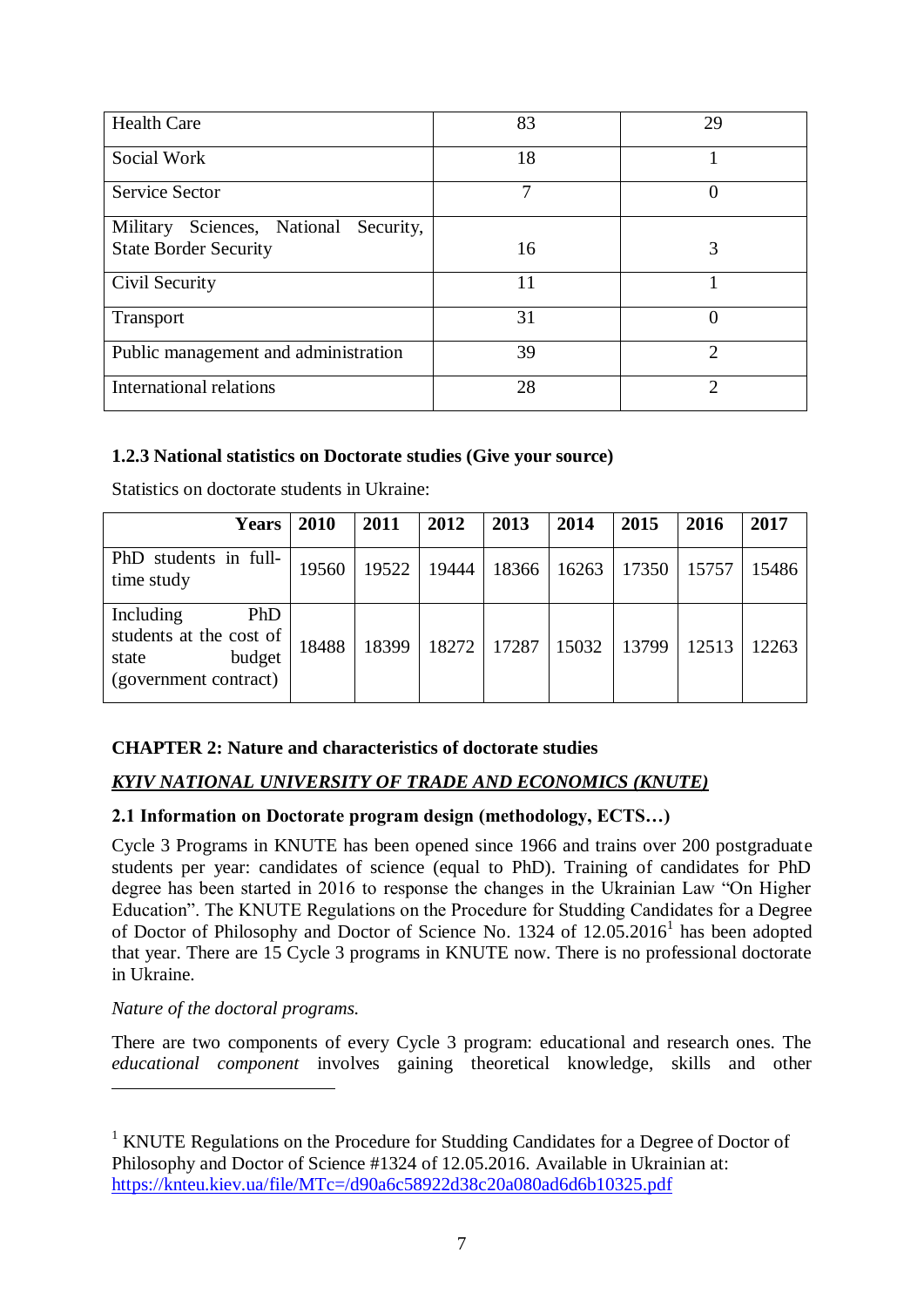| | | |
|---|---|---|
| Health Care | 83 | 29 |
| Social Work | 18 | 1 |
| Service Sector | 7 | 0 |
| Military Sciences, National Security, State Border Security | 16 | 3 |
| Civil Security | 11 | 1 |
| Transport | 31 | 0 |
| Public management and administration | 39 | 2 |
| International relations | 28 | 2 |

### 1.2.3 National statistics on Doctorate studies (Give your source)

Statistics on doctorate students in Ukraine:

| Years | 2010 | 2011 | 2012 | 2013 | 2014 | 2015 | 2016 | 2017 |
|---|---|---|---|---|---|---|---|---|
| PhD students in full-time study | 19560 | 19522 | 19444 | 18366 | 16263 | 17350 | 15757 | 15486 |
| Including PhD students at the cost of state budget (government contract) | 18488 | 18399 | 18272 | 17287 | 15032 | 13799 | 12513 | 12263 |

## CHAPTER 2: Nature and characteristics of doctorate studies

***KYIV NATIONAL UNIVERSITY OF TRADE AND ECONOMICS (KNUTE)***

### 2.1 Information on Doctorate program design (methodology, ECTS…)

Cycle 3 Programs in KNUTE has been opened since 1966 and trains over 200 postgraduate students per year: candidates of science (equal to PhD). Training of candidates for PhD degree has been started in 2016 to response the changes in the Ukrainian Law "On Higher Education". The KNUTE Regulations on the Procedure for Studding Candidates for a Degree of Doctor of Philosophy and Doctor of Science No. 1324 of 12.05.2016[1] has been adopted that year. There are 15 Cycle 3 programs in KNUTE now. There is no professional doctorate in Ukraine.

*Nature of the doctoral programs.*

There are two components of every Cycle 3 program: educational and research ones. The *educational component* involves gaining theoretical knowledge, skills and other

---

[1] KNUTE Regulations on the Procedure for Studding Candidates for a Degree of Doctor of Philosophy and Doctor of Science #1324 of 12.05.2016. Available in Ukrainian at: https://knteu.kiev.ua/file/MTc=/d90a6c58922d38c20a080ad6d6b10325.pdf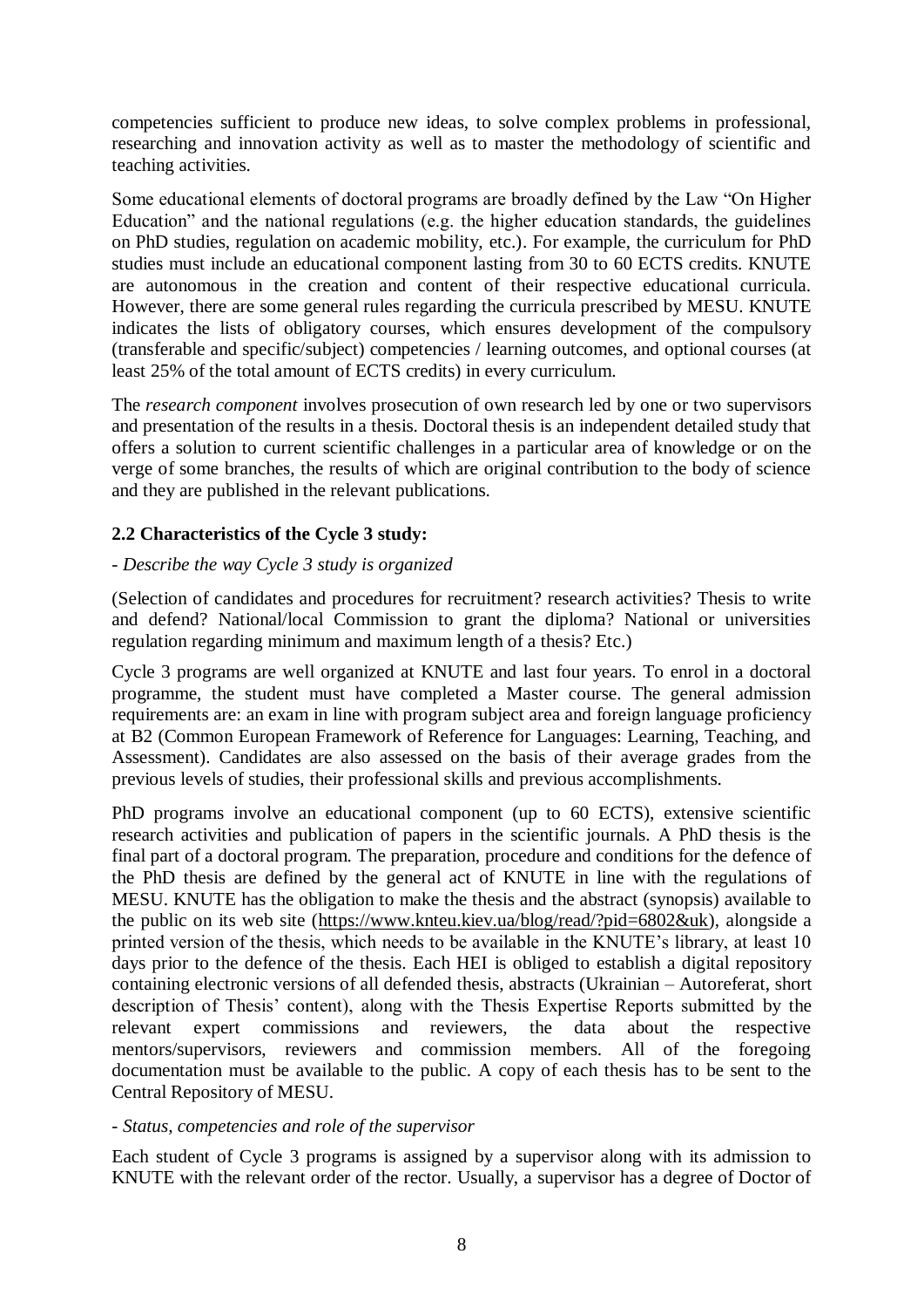competencies sufficient to produce new ideas, to solve complex problems in professional, researching and innovation activity as well as to master the methodology of scientific and teaching activities.

Some educational elements of doctoral programs are broadly defined by the Law "On Higher Education" and the national regulations (e.g. the higher education standards, the guidelines on PhD studies, regulation on academic mobility, etc.). For example, the curriculum for PhD studies must include an educational component lasting from 30 to 60 ECTS credits. KNUTE are autonomous in the creation and content of their respective educational curricula. However, there are some general rules regarding the curricula prescribed by MESU. KNUTE indicates the lists of obligatory courses, which ensures development of the compulsory (transferable and specific/subject) competencies / learning outcomes, and optional courses (at least 25% of the total amount of ECTS credits) in every curriculum.

The *research component* involves prosecution of own research led by one or two supervisors and presentation of the results in a thesis. Doctoral thesis is an independent detailed study that offers a solution to current scientific challenges in a particular area of knowledge or on the verge of some branches, the results of which are original contribution to the body of science and they are published in the relevant publications.

### 2.2 Characteristics of the Cycle 3 study:

- *Describe the way Cycle 3 study is organized*

(Selection of candidates and procedures for recruitment? research activities? Thesis to write and defend? National/local Commission to grant the diploma? National or universities regulation regarding minimum and maximum length of a thesis? Etc.)

Cycle 3 programs are well organized at KNUTE and last four years. To enrol in a doctoral programme, the student must have completed a Master course. The general admission requirements are: an exam in line with program subject area and foreign language proficiency at B2 (Common European Framework of Reference for Languages: Learning, Teaching, and Assessment). Candidates are also assessed on the basis of their average grades from the previous levels of studies, their professional skills and previous accomplishments.

PhD programs involve an educational component (up to 60 ECTS), extensive scientific research activities and publication of papers in the scientific journals. A PhD thesis is the final part of a doctoral program. The preparation, procedure and conditions for the defence of the PhD thesis are defined by the general act of KNUTE in line with the regulations of MESU. KNUTE has the obligation to make the thesis and the abstract (synopsis) available to the public on its web site (https://www.knteu.kiev.ua/blog/read/?pid=6802&uk), alongside a printed version of the thesis, which needs to be available in the KNUTE's library, at least 10 days prior to the defence of the thesis. Each HEI is obliged to establish a digital repository containing electronic versions of all defended thesis, abstracts (Ukrainian – Autoreferat, short description of Thesis' content), along with the Thesis Expertise Reports submitted by the relevant expert commissions and reviewers, the data about the respective mentors/supervisors, reviewers and commission members. All of the foregoing documentation must be available to the public. A copy of each thesis has to be sent to the Central Repository of MESU.

- *Status, competencies and role of the supervisor*

Each student of Cycle 3 programs is assigned by a supervisor along with its admission to KNUTE with the relevant order of the rector. Usually, a supervisor has a degree of Doctor of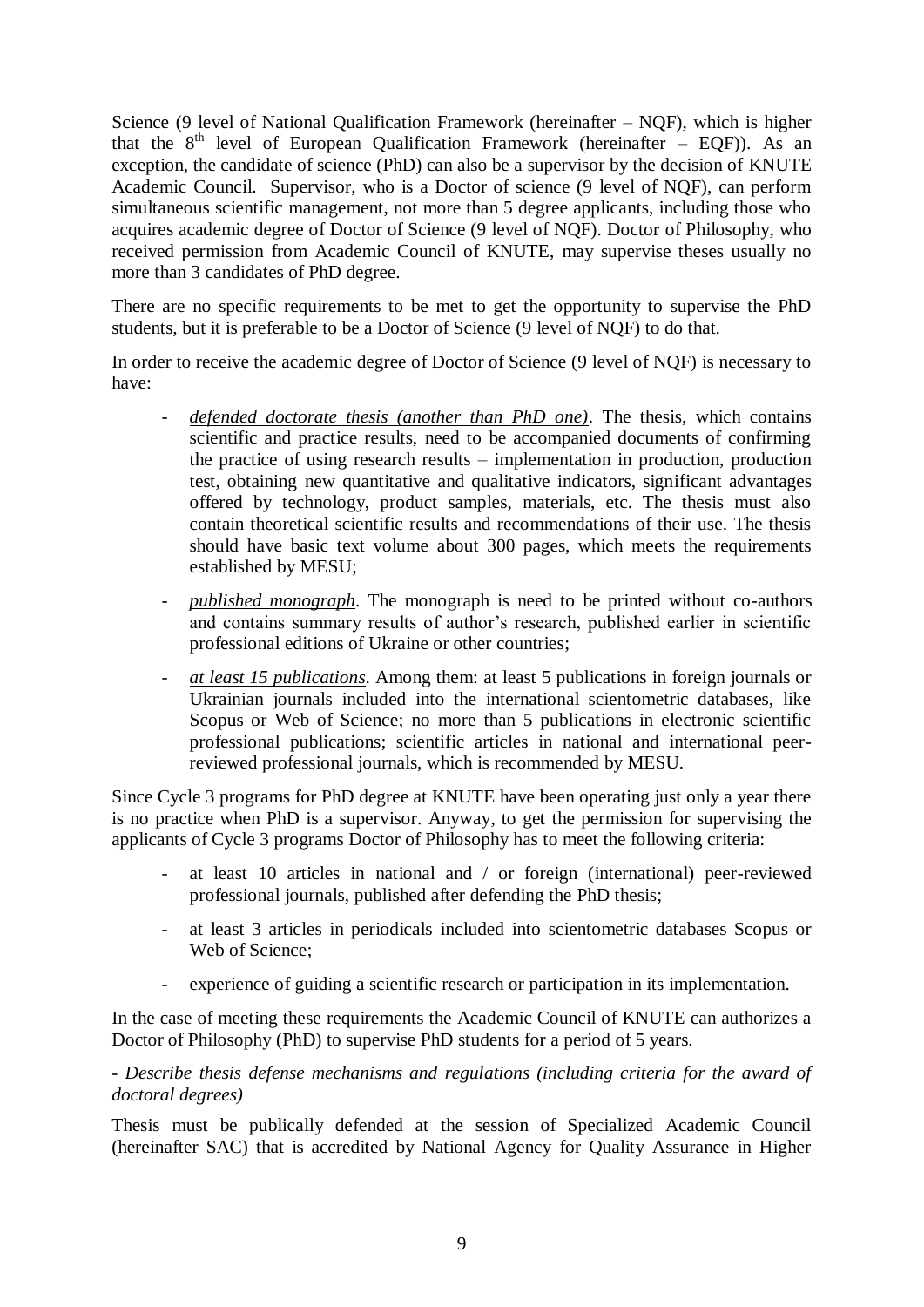Science (9 level of National Qualification Framework (hereinafter – NQF), which is higher that the 8th level of European Qualification Framework (hereinafter – EQF)). As an exception, the candidate of science (PhD) can also be a supervisor by the decision of KNUTE Academic Council. Supervisor, who is a Doctor of science (9 level of NQF), can perform simultaneous scientific management, not more than 5 degree applicants, including those who acquires academic degree of Doctor of Science (9 level of NQF). Doctor of Philosophy, who received permission from Academic Council of KNUTE, may supervise theses usually no more than 3 candidates of PhD degree.

There are no specific requirements to be met to get the opportunity to supervise the PhD students, but it is preferable to be a Doctor of Science (9 level of NQF) to do that.

In order to receive the academic degree of Doctor of Science (9 level of NQF) is necessary to have:

- *defended doctorate thesis (another than PhD one)*. The thesis, which contains scientific and practice results, need to be accompanied documents of confirming the practice of using research results – implementation in production, production test, obtaining new quantitative and qualitative indicators, significant advantages offered by technology, product samples, materials, etc. The thesis must also contain theoretical scientific results and recommendations of their use. The thesis should have basic text volume about 300 pages, which meets the requirements established by MESU;
- *published monograph*. The monograph is need to be printed without co-authors and contains summary results of author's research, published earlier in scientific professional editions of Ukraine or other countries;
- *at least 15 publications*. Among them: at least 5 publications in foreign journals or Ukrainian journals included into the international scientometric databases, like Scopus or Web of Science; no more than 5 publications in electronic scientific professional publications; scientific articles in national and international peer-reviewed professional journals, which is recommended by MESU.

Since Cycle 3 programs for PhD degree at KNUTE have been operating just only a year there is no practice when PhD is a supervisor. Anyway, to get the permission for supervising the applicants of Cycle 3 programs Doctor of Philosophy has to meet the following criteria:

- at least 10 articles in national and / or foreign (international) peer-reviewed professional journals, published after defending the PhD thesis;
- at least 3 articles in periodicals included into scientometric databases Scopus or Web of Science;
- experience of guiding a scientific research or participation in its implementation.

In the case of meeting these requirements the Academic Council of KNUTE can authorizes a Doctor of Philosophy (PhD) to supervise PhD students for a period of 5 years.

*- Describe thesis defense mechanisms and regulations (including criteria for the award of doctoral degrees)*

Thesis must be publically defended at the session of Specialized Academic Council (hereinafter SAC) that is accredited by National Agency for Quality Assurance in Higher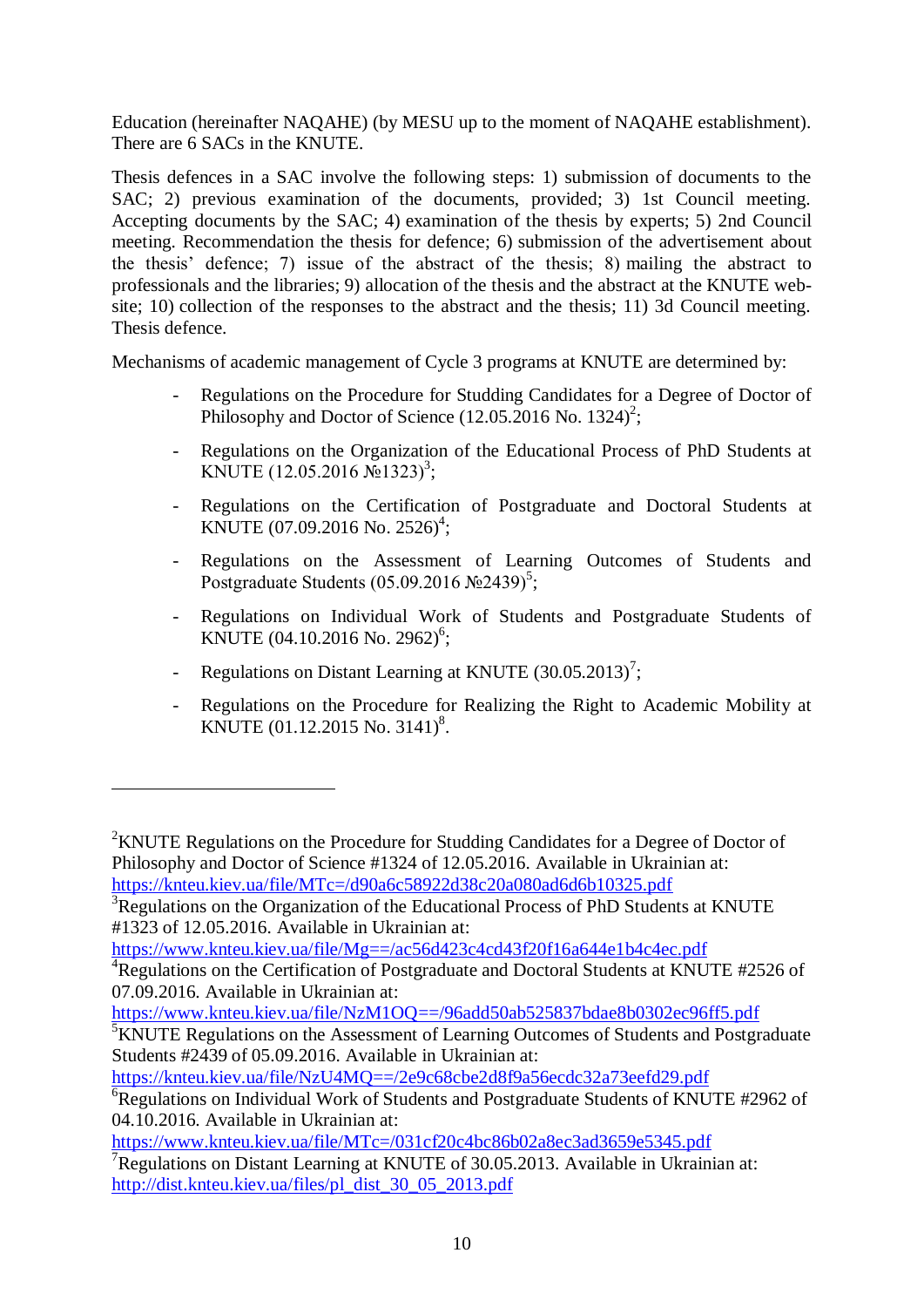Education (hereinafter NAQAHE) (by MESU up to the moment of NAQAHE establishment). There are 6 SACs in the KNUTE.

Thesis defences in a SAC involve the following steps: 1) submission of documents to the SAC; 2) previous examination of the documents, provided; 3) 1st Council meeting. Accepting documents by the SAC; 4) examination of the thesis by experts; 5) 2nd Council meeting. Recommendation the thesis for defence; 6) submission of the advertisement about the thesis' defence; 7) issue of the abstract of the thesis; 8) mailing the abstract to professionals and the libraries; 9) allocation of the thesis and the abstract at the KNUTE web-site; 10) collection of the responses to the abstract and the thesis; 11) 3d Council meeting. Thesis defence.

Mechanisms of academic management of Cycle 3 programs at KNUTE are determined by:

- Regulations on the Procedure for Studding Candidates for a Degree of Doctor of Philosophy and Doctor of Science (12.05.2016 No. 1324)[2];
- Regulations on the Organization of the Educational Process of PhD Students at KNUTE (12.05.2016 №1323)[3];
- Regulations on the Certification of Postgraduate and Doctoral Students at KNUTE (07.09.2016 No. 2526)[4];
- Regulations on the Assessment of Learning Outcomes of Students and Postgraduate Students (05.09.2016 №2439)[5];
- Regulations on Individual Work of Students and Postgraduate Students of KNUTE (04.10.2016 No. 2962)[6];
- Regulations on Distant Learning at KNUTE (30.05.2013)[7];
- Regulations on the Procedure for Realizing the Right to Academic Mobility at KNUTE (01.12.2015 No. 3141)[8].

---

[2] KNUTE Regulations on the Procedure for Studding Candidates for a Degree of Doctor of Philosophy and Doctor of Science #1324 of 12.05.2016. Available in Ukrainian at: https://knteu.kiev.ua/file/MTc=/d90a6c58922d38c20a080ad6d6b10325.pdf

[3] Regulations on the Organization of the Educational Process of PhD Students at KNUTE #1323 of 12.05.2016. Available in Ukrainian at: https://www.knteu.kiev.ua/file/Mg==/ac56d423c4cd43f20f16a644e1b4c4ec.pdf

[4] Regulations on the Certification of Postgraduate and Doctoral Students at KNUTE #2526 of 07.09.2016. Available in Ukrainian at: https://www.knteu.kiev.ua/file/NzM1OQ==/96add50ab525837bdae8b0302ec96ff5.pdf

[5] KNUTE Regulations on the Assessment of Learning Outcomes of Students and Postgraduate Students #2439 of 05.09.2016. Available in Ukrainian at: https://knteu.kiev.ua/file/NzU4MQ==/2e9c68cbe2d8f9a56ecdc32a73eefd29.pdf

[6] Regulations on Individual Work of Students and Postgraduate Students of KNUTE #2962 of 04.10.2016. Available in Ukrainian at: https://www.knteu.kiev.ua/file/MTc=/031cf20c4bc86b02a8ec3ad3659e5345.pdf

[7] Regulations on Distant Learning at KNUTE of 30.05.2013. Available in Ukrainian at: http://dist.knteu.kiev.ua/files/pl_dist_30_05_2013.pdf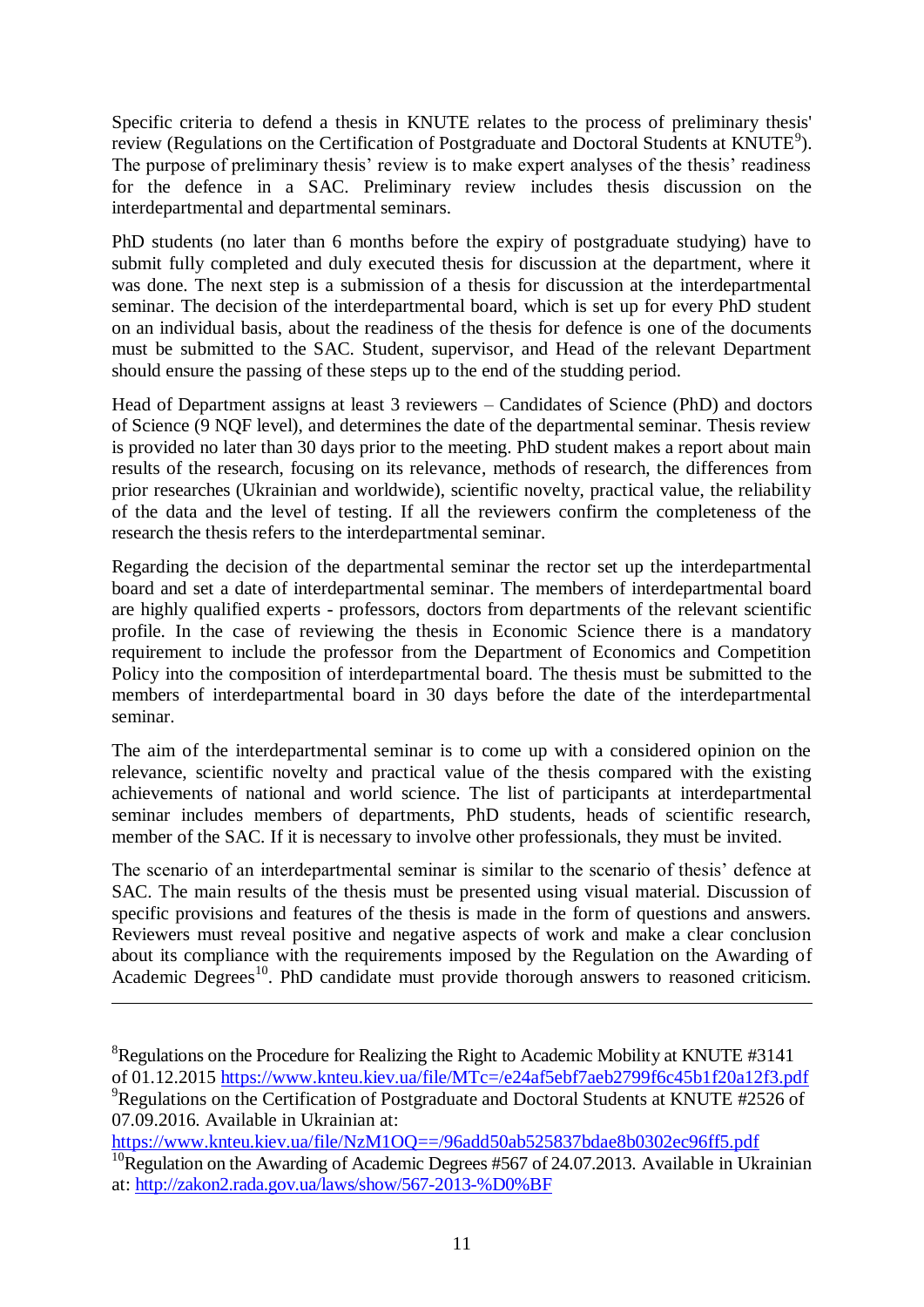Specific criteria to defend a thesis in KNUTE relates to the process of preliminary thesis' review (Regulations on the Certification of Postgraduate and Doctoral Students at KNUTE[9]). The purpose of preliminary thesis' review is to make expert analyses of the thesis' readiness for the defence in a SAC. Preliminary review includes thesis discussion on the interdepartmental and departmental seminars.

PhD students (no later than 6 months before the expiry of postgraduate studying) have to submit fully completed and duly executed thesis for discussion at the department, where it was done. The next step is a submission of a thesis for discussion at the interdepartmental seminar. The decision of the interdepartmental board, which is set up for every PhD student on an individual basis, about the readiness of the thesis for defence is one of the documents must be submitted to the SAC. Student, supervisor, and Head of the relevant Department should ensure the passing of these steps up to the end of the studding period.

Head of Department assigns at least 3 reviewers – Candidates of Science (PhD) and doctors of Science (9 NQF level), and determines the date of the departmental seminar. Thesis review is provided no later than 30 days prior to the meeting. PhD student makes a report about main results of the research, focusing on its relevance, methods of research, the differences from prior researches (Ukrainian and worldwide), scientific novelty, practical value, the reliability of the data and the level of testing. If all the reviewers confirm the completeness of the research the thesis refers to the interdepartmental seminar.

Regarding the decision of the departmental seminar the rector set up the interdepartmental board and set a date of interdepartmental seminar. The members of interdepartmental board are highly qualified experts - professors, doctors from departments of the relevant scientific profile. In the case of reviewing the thesis in Economic Science there is a mandatory requirement to include the professor from the Department of Economics and Competition Policy into the composition of interdepartmental board. The thesis must be submitted to the members of interdepartmental board in 30 days before the date of the interdepartmental seminar.

The aim of the interdepartmental seminar is to come up with a considered opinion on the relevance, scientific novelty and practical value of the thesis compared with the existing achievements of national and world science. The list of participants at interdepartmental seminar includes members of departments, PhD students, heads of scientific research, member of the SAC. If it is necessary to involve other professionals, they must be invited.

The scenario of an interdepartmental seminar is similar to the scenario of thesis' defence at SAC. The main results of the thesis must be presented using visual material. Discussion of specific provisions and features of the thesis is made in the form of questions and answers. Reviewers must reveal positive and negative aspects of work and make a clear conclusion about its compliance with the requirements imposed by the Regulation on the Awarding of Academic Degrees[10]. PhD candidate must provide thorough answers to reasoned criticism.

---

[8]Regulations on the Procedure for Realizing the Right to Academic Mobility at KNUTE #3141 of 01.12.2015 https://www.knteu.kiev.ua/file/MTc=/e24af5ebf7aeb2799f6c45b1f20a12f3.pdf

[9]Regulations on the Certification of Postgraduate and Doctoral Students at KNUTE #2526 of 07.09.2016. Available in Ukrainian at: https://www.knteu.kiev.ua/file/NzM1OQ==/96add50ab525837bdae8b0302ec96ff5.pdf

[10]Regulation on the Awarding of Academic Degrees #567 of 24.07.2013. Available in Ukrainian at: http://zakon2.rada.gov.ua/laws/show/567-2013-%D0%BF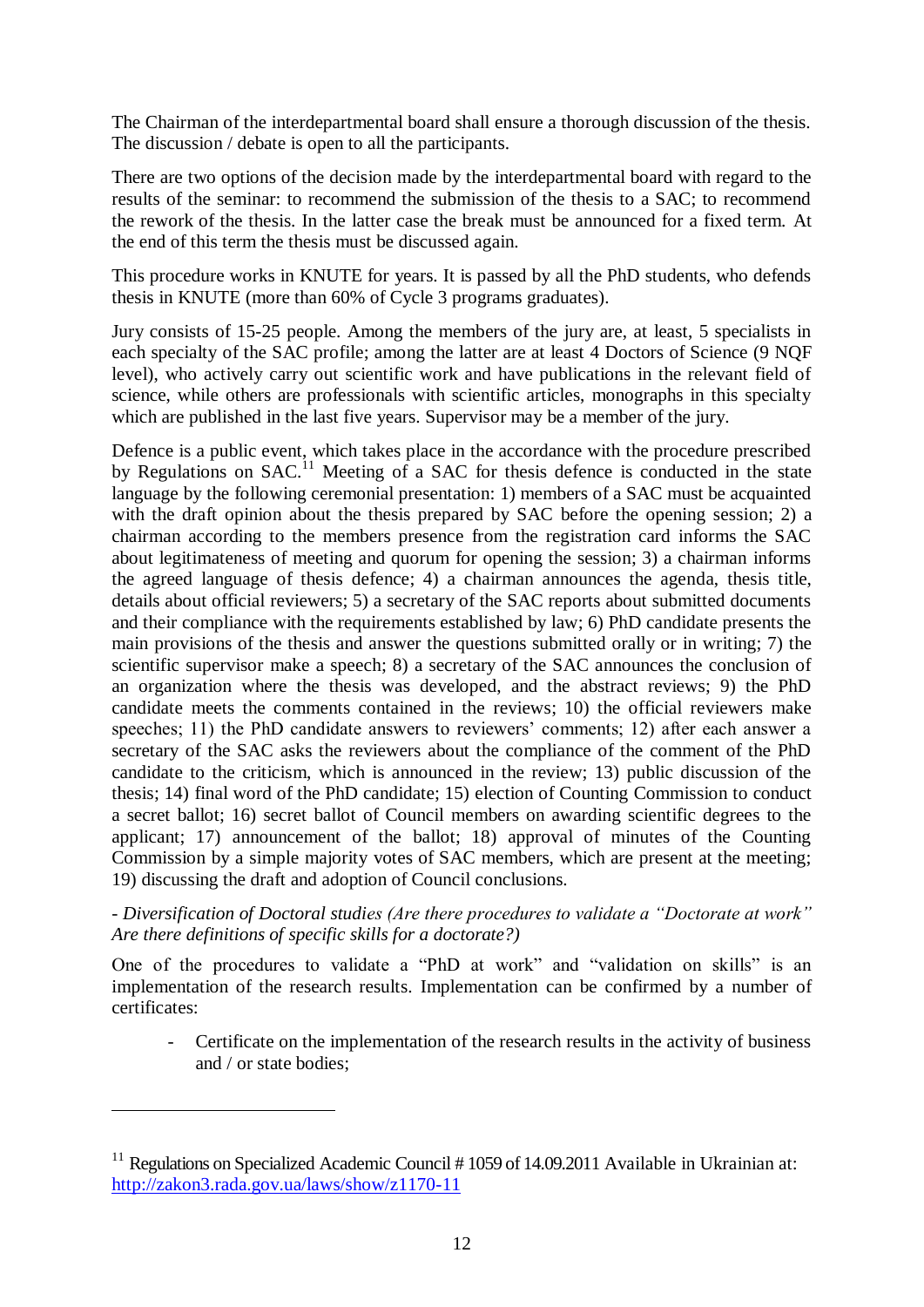The Chairman of the interdepartmental board shall ensure a thorough discussion of the thesis. The discussion / debate is open to all the participants.

There are two options of the decision made by the interdepartmental board with regard to the results of the seminar: to recommend the submission of the thesis to a SAC; to recommend the rework of the thesis. In the latter case the break must be announced for a fixed term. At the end of this term the thesis must be discussed again.

This procedure works in KNUTE for years. It is passed by all the PhD students, who defends thesis in KNUTE (more than 60% of Cycle 3 programs graduates).

Jury consists of 15-25 people. Among the members of the jury are, at least, 5 specialists in each specialty of the SAC profile; among the latter are at least 4 Doctors of Science (9 NQF level), who actively carry out scientific work and have publications in the relevant field of science, while others are professionals with scientific articles, monographs in this specialty which are published in the last five years. Supervisor may be a member of the jury.

Defence is a public event, which takes place in the accordance with the procedure prescribed by Regulations on SAC.[11] Meeting of a SAC for thesis defence is conducted in the state language by the following ceremonial presentation: 1) members of a SAC must be acquainted with the draft opinion about the thesis prepared by SAC before the opening session; 2) a chairman according to the members presence from the registration card informs the SAC about legitimateness of meeting and quorum for opening the session; 3) a chairman informs the agreed language of thesis defence; 4) a chairman announces the agenda, thesis title, details about official reviewers; 5) a secretary of the SAC reports about submitted documents and their compliance with the requirements established by law; 6) PhD candidate presents the main provisions of the thesis and answer the questions submitted orally or in writing; 7) the scientific supervisor make a speech; 8) a secretary of the SAC announces the conclusion of an organization where the thesis was developed, and the abstract reviews; 9) the PhD candidate meets the comments contained in the reviews; 10) the official reviewers make speeches; 11) the PhD candidate answers to reviewers' comments; 12) after each answer a secretary of the SAC asks the reviewers about the compliance of the comment of the PhD candidate to the criticism, which is announced in the review; 13) public discussion of the thesis; 14) final word of the PhD candidate; 15) election of Counting Commission to conduct a secret ballot; 16) secret ballot of Council members on awarding scientific degrees to the applicant; 17) announcement of the ballot; 18) approval of minutes of the Counting Commission by a simple majority votes of SAC members, which are present at the meeting; 19) discussing the draft and adoption of Council conclusions.

- *Diversification of Doctoral studies (Are there procedures to validate a "Doctorate at work" Are there definitions of specific skills for a doctorate?)*

One of the procedures to validate a "PhD at work" and "validation on skills" is an implementation of the research results. Implementation can be confirmed by a number of certificates:

- Certificate on the implementation of the research results in the activity of business and / or state bodies;

---

[11] Regulations on Specialized Academic Council # 1059 of 14.09.2011 Available in Ukrainian at: http://zakon3.rada.gov.ua/laws/show/z1170-11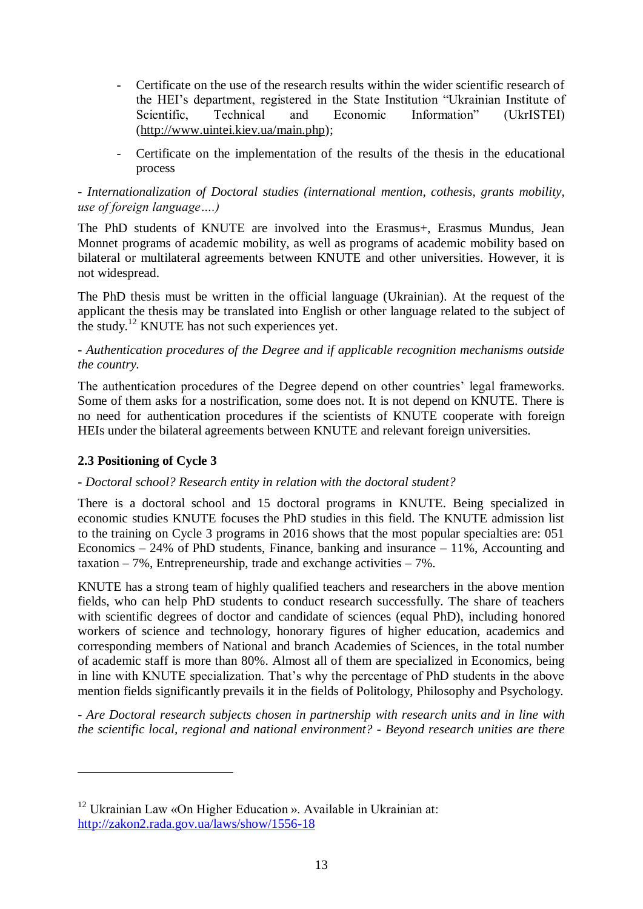- Certificate on the use of the research results within the wider scientific research of the HEI's department, registered in the State Institution "Ukrainian Institute of Scientific, Technical and Economic Information" (UkrISTEI) (http://www.uintei.kiev.ua/main.php);
- Certificate on the implementation of the results of the thesis in the educational process

*- Internationalization of Doctoral studies (international mention, cothesis, grants mobility, use of foreign language….)*

The PhD students of KNUTE are involved into the Erasmus+, Erasmus Mundus, Jean Monnet programs of academic mobility, as well as programs of academic mobility based on bilateral or multilateral agreements between KNUTE and other universities. However, it is not widespread.

The PhD thesis must be written in the official language (Ukrainian). At the request of the applicant the thesis may be translated into English or other language related to the subject of the study.[12] KNUTE has not such experiences yet.

*- Authentication procedures of the Degree and if applicable recognition mechanisms outside the country.*

The authentication procedures of the Degree depend on other countries' legal frameworks. Some of them asks for a nostrification, some does not. It is not depend on KNUTE. There is no need for authentication procedures if the scientists of KNUTE cooperate with foreign HEIs under the bilateral agreements between KNUTE and relevant foreign universities.

### 2.3 Positioning of Cycle 3

*- Doctoral school? Research entity in relation with the doctoral student?*

There is a doctoral school and 15 doctoral programs in KNUTE. Being specialized in economic studies KNUTE focuses the PhD studies in this field. The KNUTE admission list to the training on Cycle 3 programs in 2016 shows that the most popular specialties are: 051 Economics – 24% of PhD students, Finance, banking and insurance – 11%, Accounting and taxation – 7%, Entrepreneurship, trade and exchange activities – 7%.

KNUTE has a strong team of highly qualified teachers and researchers in the above mention fields, who can help PhD students to conduct research successfully. The share of teachers with scientific degrees of doctor and candidate of sciences (equal PhD), including honored workers of science and technology, honorary figures of higher education, academics and corresponding members of National and branch Academies of Sciences, in the total number of academic staff is more than 80%. Almost all of them are specialized in Economics, being in line with KNUTE specialization. That's why the percentage of PhD students in the above mention fields significantly prevails it in the fields of Politology, Philosophy and Psychology.

*- Are Doctoral research subjects chosen in partnership with research units and in line with the scientific local, regional and national environment? - Beyond research unities are there*

---

[12] Ukrainian Law «On Higher Education ». Available in Ukrainian at: http://zakon2.rada.gov.ua/laws/show/1556-18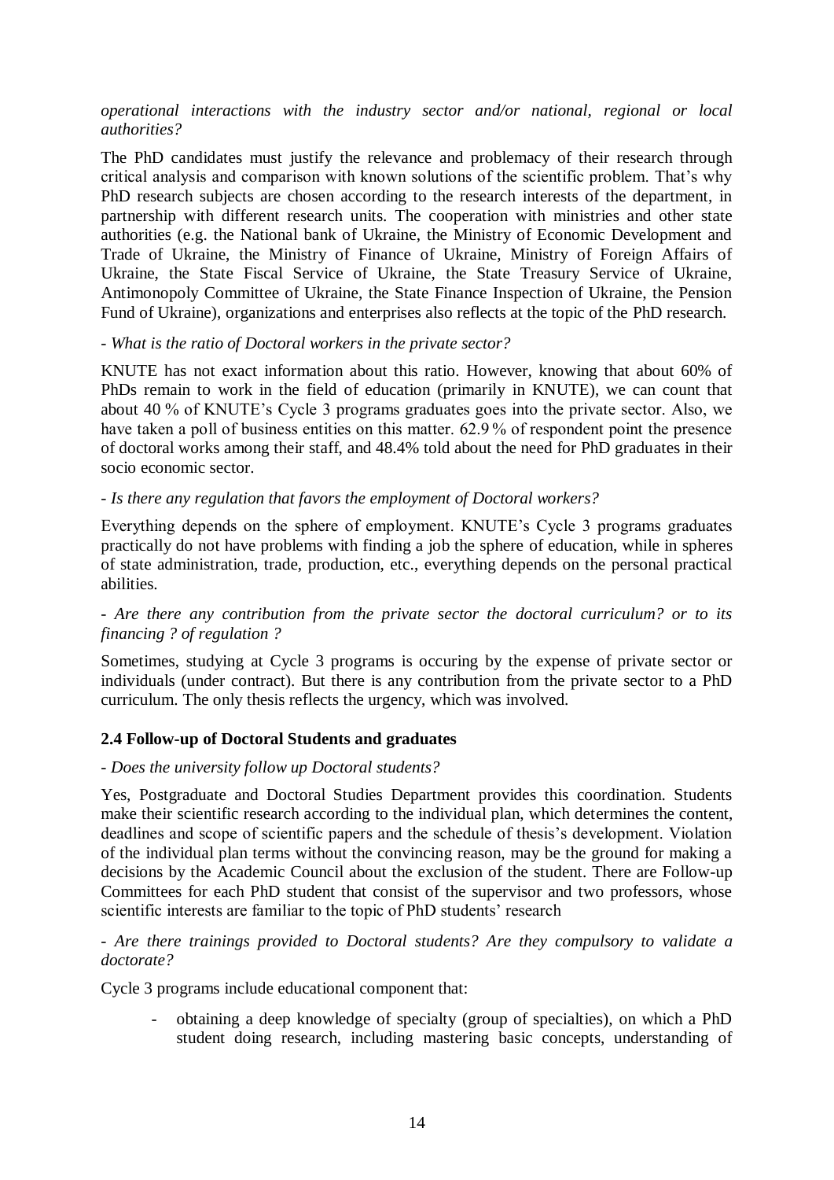*operational interactions with the industry sector and/or national, regional or local authorities?*

The PhD candidates must justify the relevance and problemacy of their research through critical analysis and comparison with known solutions of the scientific problem. That's why PhD research subjects are chosen according to the research interests of the department, in partnership with different research units. The cooperation with ministries and other state authorities (e.g. the National bank of Ukraine, the Ministry of Economic Development and Trade of Ukraine, the Ministry of Finance of Ukraine, Ministry of Foreign Affairs of Ukraine, the State Fiscal Service of Ukraine, the State Treasury Service of Ukraine, Antimonopoly Committee of Ukraine, the State Finance Inspection of Ukraine, the Pension Fund of Ukraine), organizations and enterprises also reflects at the topic of the PhD research.

- *What is the ratio of Doctoral workers in the private sector?*

KNUTE has not exact information about this ratio. However, knowing that about 60% of PhDs remain to work in the field of education (primarily in KNUTE), we can count that about 40 % of KNUTE's Cycle 3 programs graduates goes into the private sector. Also, we have taken a poll of business entities on this matter. 62.9 % of respondent point the presence of doctoral works among their staff, and 48.4% told about the need for PhD graduates in their socio economic sector.

- *Is there any regulation that favors the employment of Doctoral workers?*

Everything depends on the sphere of employment. KNUTE's Cycle 3 programs graduates practically do not have problems with finding a job the sphere of education, while in spheres of state administration, trade, production, etc., everything depends on the personal practical abilities.

- *Are there any contribution from the private sector the doctoral curriculum? or to its financing ? of regulation ?*

Sometimes, studying at Cycle 3 programs is occuring by the expense of private sector or individuals (under contract). But there is any contribution from the private sector to a PhD curriculum. The only thesis reflects the urgency, which was involved.

### 2.4 Follow-up of Doctoral Students and graduates

- *Does the university follow up Doctoral students?*

Yes, Postgraduate and Doctoral Studies Department provides this coordination. Students make their scientific research according to the individual plan, which determines the content, deadlines and scope of scientific papers and the schedule of thesis's development. Violation of the individual plan terms without the convincing reason, may be the ground for making a decisions by the Academic Council about the exclusion of the student. There are Follow-up Committees for each PhD student that consist of the supervisor and two professors, whose scientific interests are familiar to the topic of PhD students' research

- *Are there trainings provided to Doctoral students? Are they compulsory to validate a doctorate?*

Cycle 3 programs include educational component that:

- obtaining a deep knowledge of specialty (group of specialties), on which a PhD student doing research, including mastering basic concepts, understanding of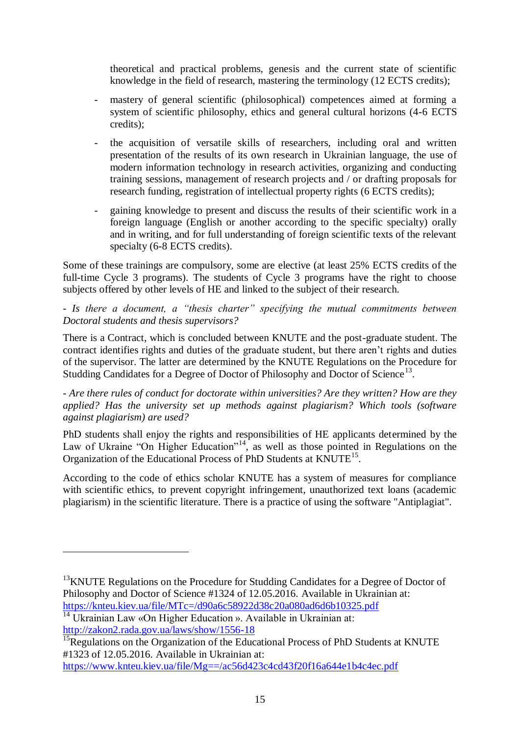theoretical and practical problems, genesis and the current state of scientific knowledge in the field of research, mastering the terminology (12 ECTS credits);

- mastery of general scientific (philosophical) competences aimed at forming a system of scientific philosophy, ethics and general cultural horizons (4-6 ECTS credits);
- the acquisition of versatile skills of researchers, including oral and written presentation of the results of its own research in Ukrainian language, the use of modern information technology in research activities, organizing and conducting training sessions, management of research projects and / or drafting proposals for research funding, registration of intellectual property rights (6 ECTS credits);
- gaining knowledge to present and discuss the results of their scientific work in a foreign language (English or another according to the specific specialty) orally and in writing, and for full understanding of foreign scientific texts of the relevant specialty (6-8 ECTS credits).

Some of these trainings are compulsory, some are elective (at least 25% ECTS credits of the full-time Cycle 3 programs). The students of Cycle 3 programs have the right to choose subjects offered by other levels of HE and linked to the subject of their research.

*- Is there a document, a "thesis charter" specifying the mutual commitments between Doctoral students and thesis supervisors?*

There is a Contract, which is concluded between KNUTE and the post-graduate student. The contract identifies rights and duties of the graduate student, but there aren't rights and duties of the supervisor. The latter are determined by the KNUTE Regulations on the Procedure for Studding Candidates for a Degree of Doctor of Philosophy and Doctor of Science[13].

*- Are there rules of conduct for doctorate within universities? Are they written? How are they applied? Has the university set up methods against plagiarism? Which tools (software against plagiarism) are used?*

PhD students shall enjoy the rights and responsibilities of HE applicants determined by the Law of Ukraine "On Higher Education"[14], as well as those pointed in Regulations on the Organization of the Educational Process of PhD Students at KNUTE[15].

According to the code of ethics scholar KNUTE has a system of measures for compliance with scientific ethics, to prevent copyright infringement, unauthorized text loans (academic plagiarism) in the scientific literature. There is a practice of using the software "Antiplagiat".

---

[13] KNUTE Regulations on the Procedure for Studding Candidates for a Degree of Doctor of Philosophy and Doctor of Science #1324 of 12.05.2016. Available in Ukrainian at: https://knteu.kiev.ua/file/MTc=/d90a6c58922d38c20a080ad6d6b10325.pdf

[14] Ukrainian Law «On Higher Education ». Available in Ukrainian at: http://zakon2.rada.gov.ua/laws/show/1556-18

[15] Regulations on the Organization of the Educational Process of PhD Students at KNUTE #1323 of 12.05.2016. Available in Ukrainian at: https://www.knteu.kiev.ua/file/Mg==/ac56d423c4cd43f20f16a644e1b4c4ec.pdf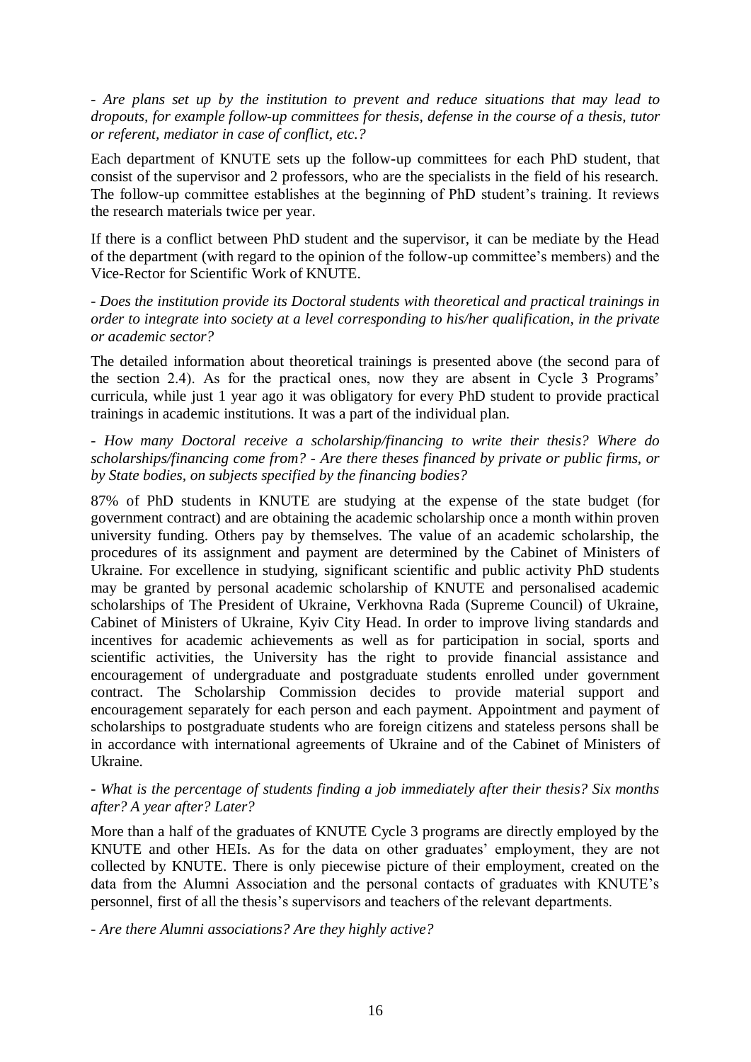*- Are plans set up by the institution to prevent and reduce situations that may lead to dropouts, for example follow-up committees for thesis, defense in the course of a thesis, tutor or referent, mediator in case of conflict, etc.?*

Each department of KNUTE sets up the follow-up committees for each PhD student, that consist of the supervisor and 2 professors, who are the specialists in the field of his research. The follow-up committee establishes at the beginning of PhD student's training. It reviews the research materials twice per year.

If there is a conflict between PhD student and the supervisor, it can be mediate by the Head of the department (with regard to the opinion of the follow-up committee's members) and the Vice-Rector for Scientific Work of KNUTE.

*- Does the institution provide its Doctoral students with theoretical and practical trainings in order to integrate into society at a level corresponding to his/her qualification, in the private or academic sector?*

The detailed information about theoretical trainings is presented above (the second para of the section 2.4). As for the practical ones, now they are absent in Cycle 3 Programs' curricula, while just 1 year ago it was obligatory for every PhD student to provide practical trainings in academic institutions. It was a part of the individual plan.

*- How many Doctoral receive a scholarship/financing to write their thesis? Where do scholarships/financing come from? - Are there theses financed by private or public firms, or by State bodies, on subjects specified by the financing bodies?*

87% of PhD students in KNUTE are studying at the expense of the state budget (for government contract) and are obtaining the academic scholarship once a month within proven university funding. Others pay by themselves. The value of an academic scholarship, the procedures of its assignment and payment are determined by the Cabinet of Ministers of Ukraine. For excellence in studying, significant scientific and public activity PhD students may be granted by personal academic scholarship of KNUTE and personalised academic scholarships of The President of Ukraine, Verkhovna Rada (Supreme Council) of Ukraine, Cabinet of Ministers of Ukraine, Kyiv City Head. In order to improve living standards and incentives for academic achievements as well as for participation in social, sports and scientific activities, the University has the right to provide financial assistance and encouragement of undergraduate and postgraduate students enrolled under government contract. The Scholarship Commission decides to provide material support and encouragement separately for each person and each payment. Appointment and payment of scholarships to postgraduate students who are foreign citizens and stateless persons shall be in accordance with international agreements of Ukraine and of the Cabinet of Ministers of Ukraine.

*- What is the percentage of students finding a job immediately after their thesis? Six months after? A year after? Later?*

More than a half of the graduates of KNUTE Cycle 3 programs are directly employed by the KNUTE and other HEIs. As for the data on other graduates' employment, they are not collected by KNUTE. There is only piecewise picture of their employment, created on the data from the Alumni Association and the personal contacts of graduates with KNUTE's personnel, first of all the thesis's supervisors and teachers of the relevant departments.

*- Are there Alumni associations? Are they highly active?*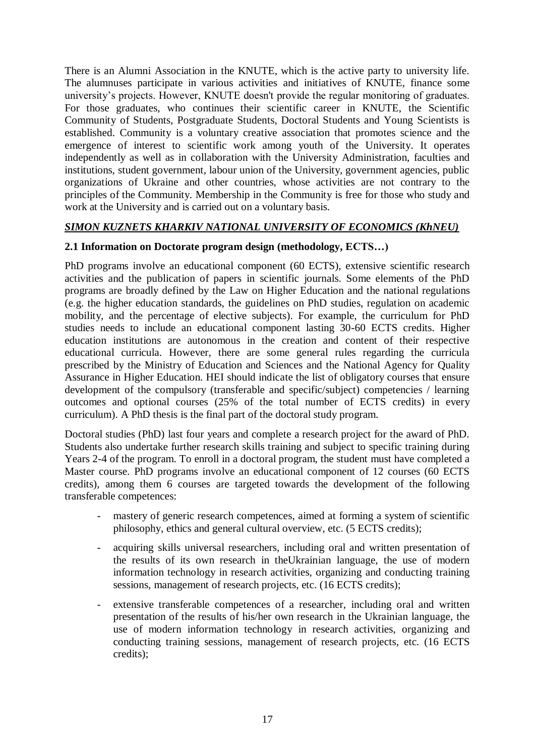There is an Alumni Association in the KNUTE, which is the active party to university life. The alumnuses participate in various activities and initiatives of KNUTE, finance some university's projects. However, KNUTE doesn't provide the regular monitoring of graduates. For those graduates, who continues their scientific career in KNUTE, the Scientific Community of Students, Postgraduate Students, Doctoral Students and Young Scientists is established. Community is a voluntary creative association that promotes science and the emergence of interest to scientific work among youth of the University. It operates independently as well as in collaboration with the University Administration, faculties and institutions, student government, labour union of the University, government agencies, public organizations of Ukraine and other countries, whose activities are not contrary to the principles of the Community. Membership in the Community is free for those who study and work at the University and is carried out on a voluntary basis.

***SIMON KUZNETS KHARKIV NATIONAL UNIVERSITY OF ECONOMICS (KhNEU)***

**2.1 Information on Doctorate program design (methodology, ECTS…)**

PhD programs involve an educational component (60 ECTS), extensive scientific research activities and the publication of papers in scientific journals. Some elements of the PhD programs are broadly defined by the Law on Higher Education and the national regulations (e.g. the higher education standards, the guidelines on PhD studies, regulation on academic mobility, and the percentage of elective subjects). For example, the curriculum for PhD studies needs to include an educational component lasting 30-60 ECTS credits. Higher education institutions are autonomous in the creation and content of their respective educational curricula. However, there are some general rules regarding the curricula prescribed by the Ministry of Education and Sciences and the National Agency for Quality Assurance in Higher Education. HEI should indicate the list of obligatory courses that ensure development of the compulsory (transferable and specific/subject) competencies / learning outcomes and optional courses (25% of the total number of ECTS credits) in every curriculum). A PhD thesis is the final part of the doctoral study program.

Doctoral studies (PhD) last four years and complete a research project for the award of PhD. Students also undertake further research skills training and subject to specific training during Years 2-4 of the program. To enroll in a doctoral program, the student must have completed a Master course. PhD programs involve an educational component of 12 courses (60 ECTS credits), among them 6 courses are targeted towards the development of the following transferable competences:

- mastery of generic research competences, aimed at forming a system of scientific philosophy, ethics and general cultural overview, etc. (5 ECTS credits);
- acquiring skills universal researchers, including oral and written presentation of the results of its own research in theUkrainian language, the use of modern information technology in research activities, organizing and conducting training sessions, management of research projects, etc. (16 ECTS credits);
- extensive transferable competences of a researcher, including oral and written presentation of the results of his/her own research in the Ukrainian language, the use of modern information technology in research activities, organizing and conducting training sessions, management of research projects, etc. (16 ECTS credits);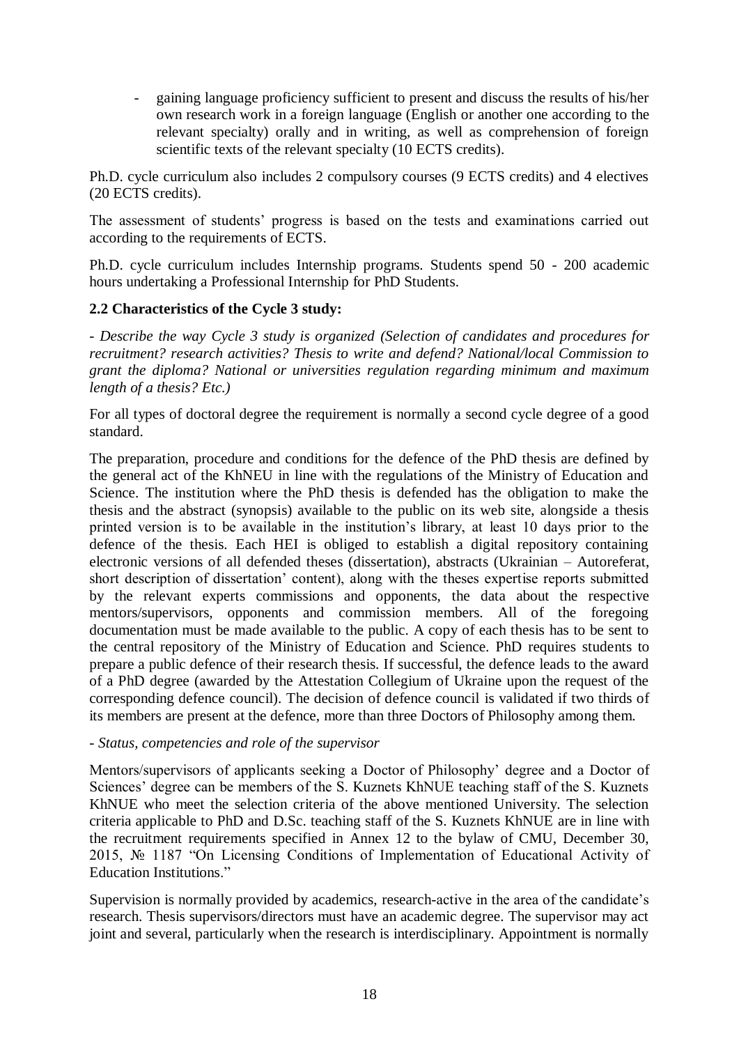- gaining language proficiency sufficient to present and discuss the results of his/her own research work in a foreign language (English or another one according to the relevant specialty) orally and in writing, as well as comprehension of foreign scientific texts of the relevant specialty (10 ECTS credits).

Ph.D. cycle curriculum also includes 2 compulsory courses (9 ECTS credits) and 4 electives (20 ECTS credits).

The assessment of students' progress is based on the tests and examinations carried out according to the requirements of ECTS.

Ph.D. cycle curriculum includes Internship programs. Students spend 50 - 200 academic hours undertaking a Professional Internship for PhD Students.

**2.2 Characteristics of the Cycle 3 study:**

*- Describe the way Cycle 3 study is organized (Selection of candidates and procedures for recruitment? research activities? Thesis to write and defend? National/local Commission to grant the diploma? National or universities regulation regarding minimum and maximum length of a thesis? Etc.)*

For all types of doctoral degree the requirement is normally a second cycle degree of a good standard.

The preparation, procedure and conditions for the defence of the PhD thesis are defined by the general act of the KhNEU in line with the regulations of the Ministry of Education and Science. The institution where the PhD thesis is defended has the obligation to make the thesis and the abstract (synopsis) available to the public on its web site, alongside a thesis printed version is to be available in the institution's library, at least 10 days prior to the defence of the thesis. Each HEI is obliged to establish a digital repository containing electronic versions of all defended theses (dissertation), abstracts (Ukrainian – Autoreferat, short description of dissertation' content), along with the theses expertise reports submitted by the relevant experts commissions and opponents, the data about the respective mentors/supervisors, opponents and commission members. All of the foregoing documentation must be made available to the public. A copy of each thesis has to be sent to the central repository of the Ministry of Education and Science. PhD requires students to prepare a public defence of their research thesis. If successful, the defence leads to the award of a PhD degree (awarded by the Attestation Collegium of Ukraine upon the request of the corresponding defence council). The decision of defence council is validated if two thirds of its members are present at the defence, more than three Doctors of Philosophy among them.

*- Status, competencies and role of the supervisor*

Mentors/supervisors of applicants seeking a Doctor of Philosophy' degree and a Doctor of Sciences' degree can be members of the S. Kuznets KhNUE teaching staff of the S. Kuznets KhNUE who meet the selection criteria of the above mentioned University. The selection criteria applicable to PhD and D.Sc. teaching staff of the S. Kuznets KhNUE are in line with the recruitment requirements specified in Annex 12 to the bylaw of CMU, December 30, 2015, № 1187 "On Licensing Conditions of Implementation of Educational Activity of Education Institutions."

Supervision is normally provided by academics, research-active in the area of the candidate's research. Thesis supervisors/directors must have an academic degree. The supervisor may act joint and several, particularly when the research is interdisciplinary. Appointment is normally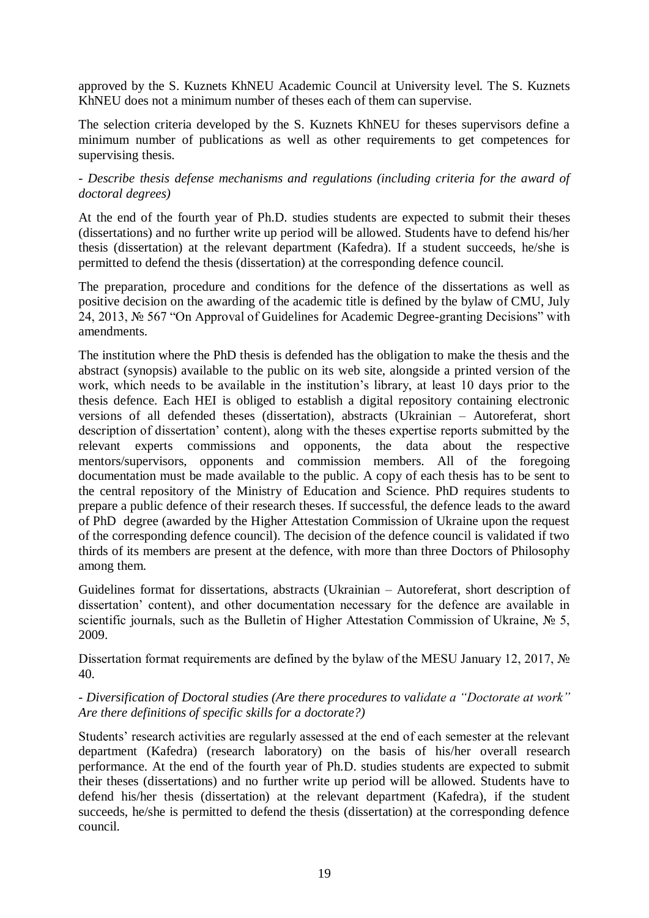approved by the S. Kuznets KhNEU Academic Council at University level. The S. Kuznets KhNEU does not a minimum number of theses each of them can supervise.

The selection criteria developed by the S. Kuznets KhNEU for theses supervisors define a minimum number of publications as well as other requirements to get competences for supervising thesis.

*- Describe thesis defense mechanisms and regulations (including criteria for the award of doctoral degrees)*

At the end of the fourth year of Ph.D. studies students are expected to submit their theses (dissertations) and no further write up period will be allowed. Students have to defend his/her thesis (dissertation) at the relevant department (Kafedra). If a student succeeds, he/she is permitted to defend the thesis (dissertation) at the corresponding defence council.

The preparation, procedure and conditions for the defence of the dissertations as well as positive decision on the awarding of the academic title is defined by the bylaw of CMU, July 24, 2013, № 567 "On Approval of Guidelines for Academic Degree-granting Decisions" with amendments.

The institution where the PhD thesis is defended has the obligation to make the thesis and the abstract (synopsis) available to the public on its web site, alongside a printed version of the work, which needs to be available in the institution's library, at least 10 days prior to the thesis defence. Each HEI is obliged to establish a digital repository containing electronic versions of all defended theses (dissertation), abstracts (Ukrainian – Autoreferat, short description of dissertation' content), along with the theses expertise reports submitted by the relevant experts commissions and opponents, the data about the respective mentors/supervisors, opponents and commission members. All of the foregoing documentation must be made available to the public. A copy of each thesis has to be sent to the central repository of the Ministry of Education and Science. PhD requires students to prepare a public defence of their research theses. If successful, the defence leads to the award of PhD degree (awarded by the Higher Attestation Commission of Ukraine upon the request of the corresponding defence council). The decision of the defence council is validated if two thirds of its members are present at the defence, with more than three Doctors of Philosophy among them.

Guidelines format for dissertations, abstracts (Ukrainian – Autoreferat, short description of dissertation' content), and other documentation necessary for the defence are available in scientific journals, such as the Bulletin of Higher Attestation Commission of Ukraine, № 5, 2009.

Dissertation format requirements are defined by the bylaw of the MESU January 12, 2017, № 40.

*- Diversification of Doctoral studies (Are there procedures to validate a "Doctorate at work" Are there definitions of specific skills for a doctorate?)*

Students' research activities are regularly assessed at the end of each semester at the relevant department (Kafedra) (research laboratory) on the basis of his/her overall research performance. At the end of the fourth year of Ph.D. studies students are expected to submit their theses (dissertations) and no further write up period will be allowed. Students have to defend his/her thesis (dissertation) at the relevant department (Kafedra), if the student succeeds, he/she is permitted to defend the thesis (dissertation) at the corresponding defence council.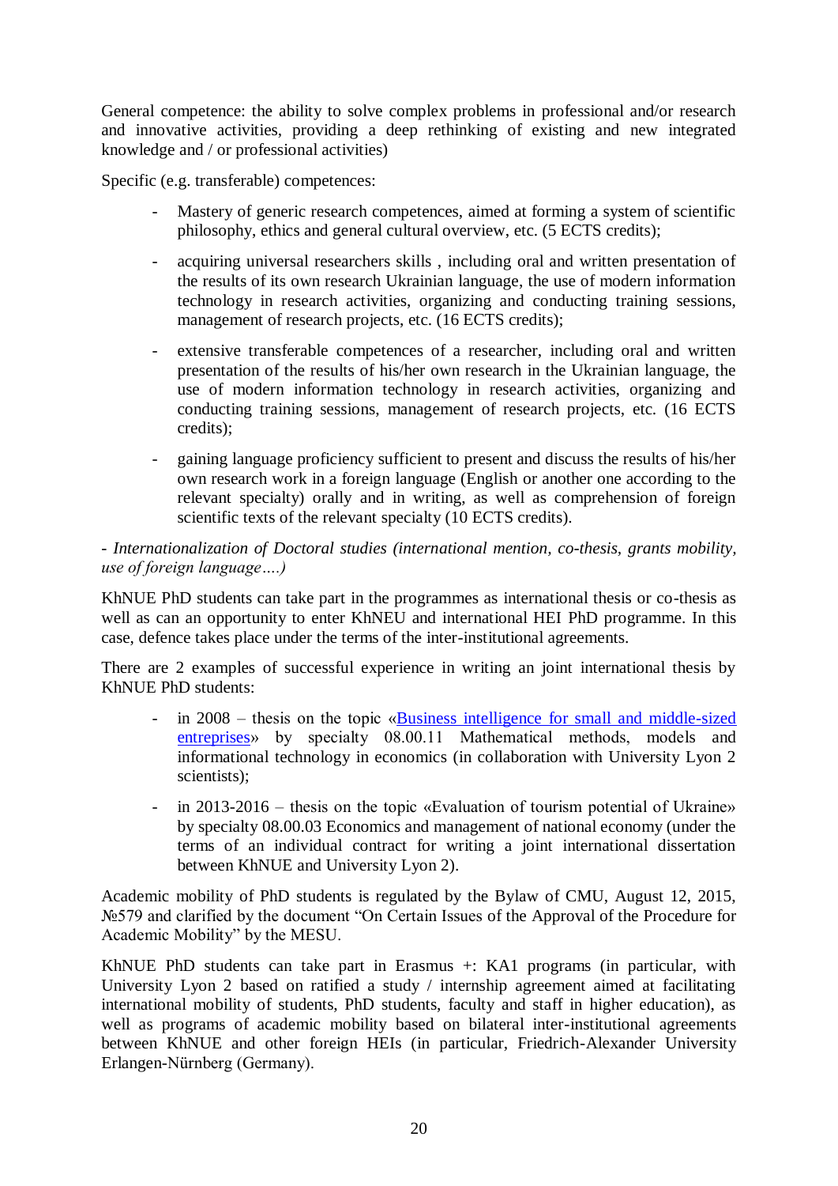General competence: the ability to solve complex problems in professional and/or research and innovative activities, providing a deep rethinking of existing and new integrated knowledge and / or professional activities)

Specific (e.g. transferable) competences:

- Mastery of generic research competences, aimed at forming a system of scientific philosophy, ethics and general cultural overview, etc. (5 ECTS credits);
- acquiring universal researchers skills , including oral and written presentation of the results of its own research Ukrainian language, the use of modern information technology in research activities, organizing and conducting training sessions, management of research projects, etc. (16 ECTS credits);
- extensive transferable competences of a researcher, including oral and written presentation of the results of his/her own research in the Ukrainian language, the use of modern information technology in research activities, organizing and conducting training sessions, management of research projects, etc. (16 ECTS credits);
- gaining language proficiency sufficient to present and discuss the results of his/her own research work in a foreign language (English or another one according to the relevant specialty) orally and in writing, as well as comprehension of foreign scientific texts of the relevant specialty (10 ECTS credits).

*- Internationalization of Doctoral studies (international mention, co-thesis, grants mobility, use of foreign language….)*

KhNUE PhD students can take part in the programmes as international thesis or co-thesis as well as can an opportunity to enter KhNEU and international HEI PhD programme. In this case, defence takes place under the terms of the inter-institutional agreements.

There are 2 examples of successful experience in writing an joint international thesis by KhNUE PhD students:

- in 2008 – thesis on the topic «Business intelligence for small and middle-sized entreprises» by specialty 08.00.11 Mathematical methods, models and informational technology in economics (in collaboration with University Lyon 2 scientists);
- in 2013-2016 – thesis on the topic «Evaluation of tourism potential of Ukraine» by specialty 08.00.03 Economics and management of national economy (under the terms of an individual contract for writing a joint international dissertation between KhNUE and University Lyon 2).

Academic mobility of PhD students is regulated by the Bylaw of CMU, August 12, 2015, №579 and clarified by the document "On Certain Issues of the Approval of the Procedure for Academic Mobility" by the MESU.

KhNUE PhD students can take part in Erasmus +: KA1 programs (in particular, with University Lyon 2 based on ratified a study / internship agreement aimed at facilitating international mobility of students, PhD students, faculty and staff in higher education), as well as programs of academic mobility based on bilateral inter-institutional agreements between KhNUE and other foreign HEIs (in particular, Friedrich-Alexander University Erlangen-Nürnberg (Germany).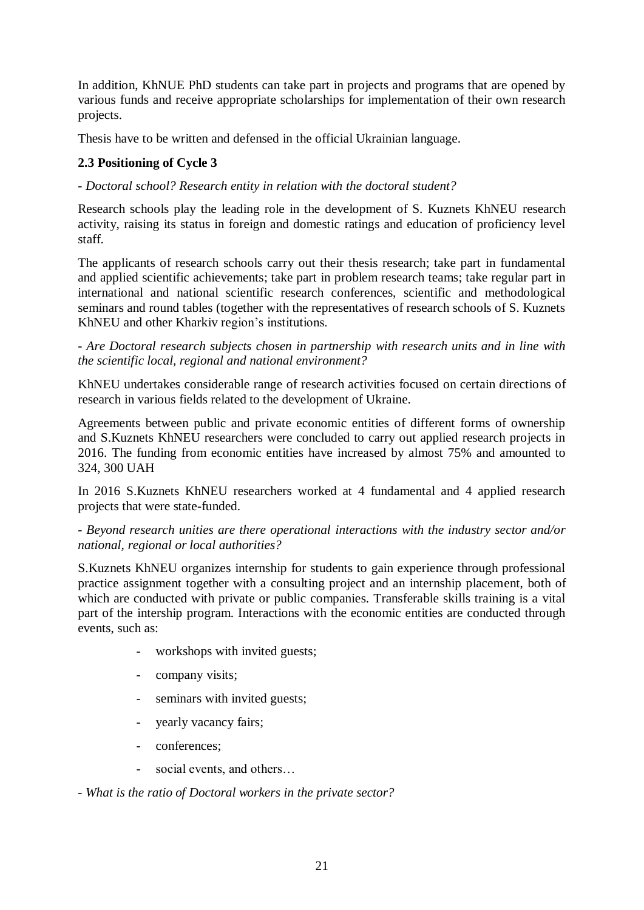In addition, KhNUE PhD students can take part in projects and programs that are opened by various funds and receive appropriate scholarships for implementation of their own research projects.

Thesis have to be written and defensed in the official Ukrainian language.

### 2.3 Positioning of Cycle 3

*- Doctoral school? Research entity in relation with the doctoral student?*

Research schools play the leading role in the development of S. Kuznets KhNEU research activity, raising its status in foreign and domestic ratings and education of proficiency level staff.

The applicants of research schools carry out their thesis research; take part in fundamental and applied scientific achievements; take part in problem research teams; take regular part in international and national scientific research conferences, scientific and methodological seminars and round tables (together with the representatives of research schools of S. Kuznets KhNEU and other Kharkiv region's institutions.

*- Are Doctoral research subjects chosen in partnership with research units and in line with the scientific local, regional and national environment?*

KhNEU undertakes considerable range of research activities focused on certain directions of research in various fields related to the development of Ukraine.

Agreements between public and private economic entities of different forms of ownership and S.Kuznets KhNEU researchers were concluded to carry out applied research projects in 2016. The funding from economic entities have increased by almost 75% and amounted to 324, 300 UAH

In 2016 S.Kuznets KhNEU researchers worked at 4 fundamental and 4 applied research projects that were state-funded.

*- Beyond research unities are there operational interactions with the industry sector and/or national, regional or local authorities?*

S.Kuznets KhNEU organizes internship for students to gain experience through professional practice assignment together with a consulting project and an internship placement, both of which are conducted with private or public companies. Transferable skills training is a vital part of the intership program. Interactions with the economic entities are conducted through events, such as:

- workshops with invited guests;
- company visits;
- seminars with invited guests;
- yearly vacancy fairs;
- conferences;
- social events, and others…

*- What is the ratio of Doctoral workers in the private sector?*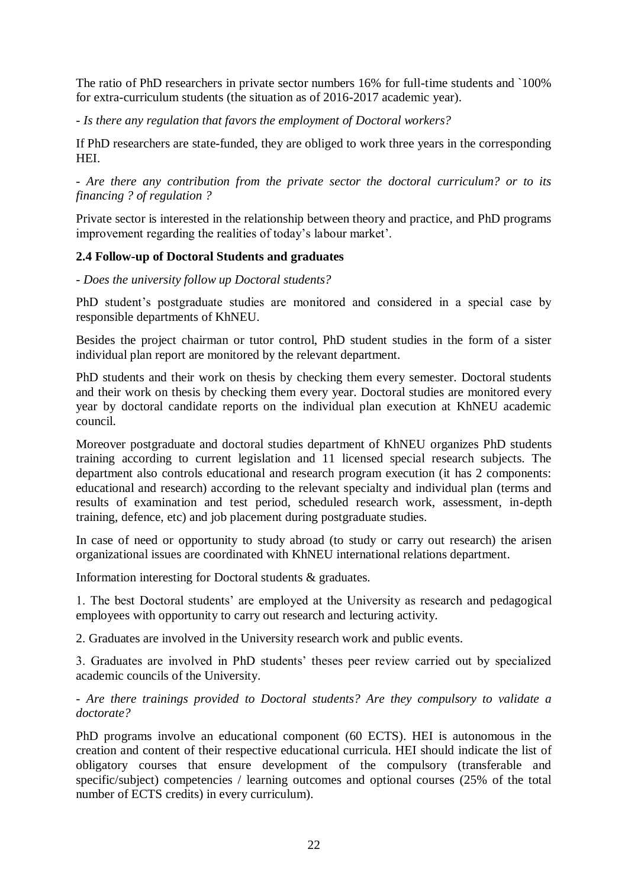The ratio of PhD researchers in private sector numbers 16% for full-time students and `100% for extra-curriculum students (the situation as of 2016-2017 academic year).

- *Is there any regulation that favors the employment of Doctoral workers?*

If PhD researchers are state-funded, they are obliged to work three years in the corresponding HEI.

- *Are there any contribution from the private sector the doctoral curriculum? or to its financing ? of regulation ?*

Private sector is interested in the relationship between theory and practice, and PhD programs improvement regarding the realities of today's labour market'.

**2.4 Follow-up of Doctoral Students and graduates**

- *Does the university follow up Doctoral students?*

PhD student's postgraduate studies are monitored and considered in a special case by responsible departments of KhNEU.

Besides the project chairman or tutor control, PhD student studies in the form of a sister individual plan report are monitored by the relevant department.

PhD students and their work on thesis by checking them every semester. Doctoral students and their work on thesis by checking them every year. Doctoral studies are monitored every year by doctoral candidate reports on the individual plan execution at KhNEU academic council.

Moreover postgraduate and doctoral studies department of KhNEU organizes PhD students training according to current legislation and 11 licensed special research subjects. The department also controls educational and research program execution (it has 2 components: educational and research) according to the relevant specialty and individual plan (terms and results of examination and test period, scheduled research work, assessment, in-depth training, defence, etc) and job placement during postgraduate studies.

In case of need or opportunity to study abroad (to study or carry out research) the arisen organizational issues are coordinated with KhNEU international relations department.

Information interesting for Doctoral students & graduates.

1. The best Doctoral students' are employed at the University as research and pedagogical employees with opportunity to carry out research and lecturing activity.

2. Graduates are involved in the University research work and public events.

3. Graduates are involved in PhD students' theses peer review carried out by specialized academic councils of the University.

- *Are there trainings provided to Doctoral students? Are they compulsory to validate a doctorate?*

PhD programs involve an educational component (60 ECTS). HEI is autonomous in the creation and content of their respective educational curricula. HEI should indicate the list of obligatory courses that ensure development of the compulsory (transferable and specific/subject) competencies / learning outcomes and optional courses (25% of the total number of ECTS credits) in every curriculum).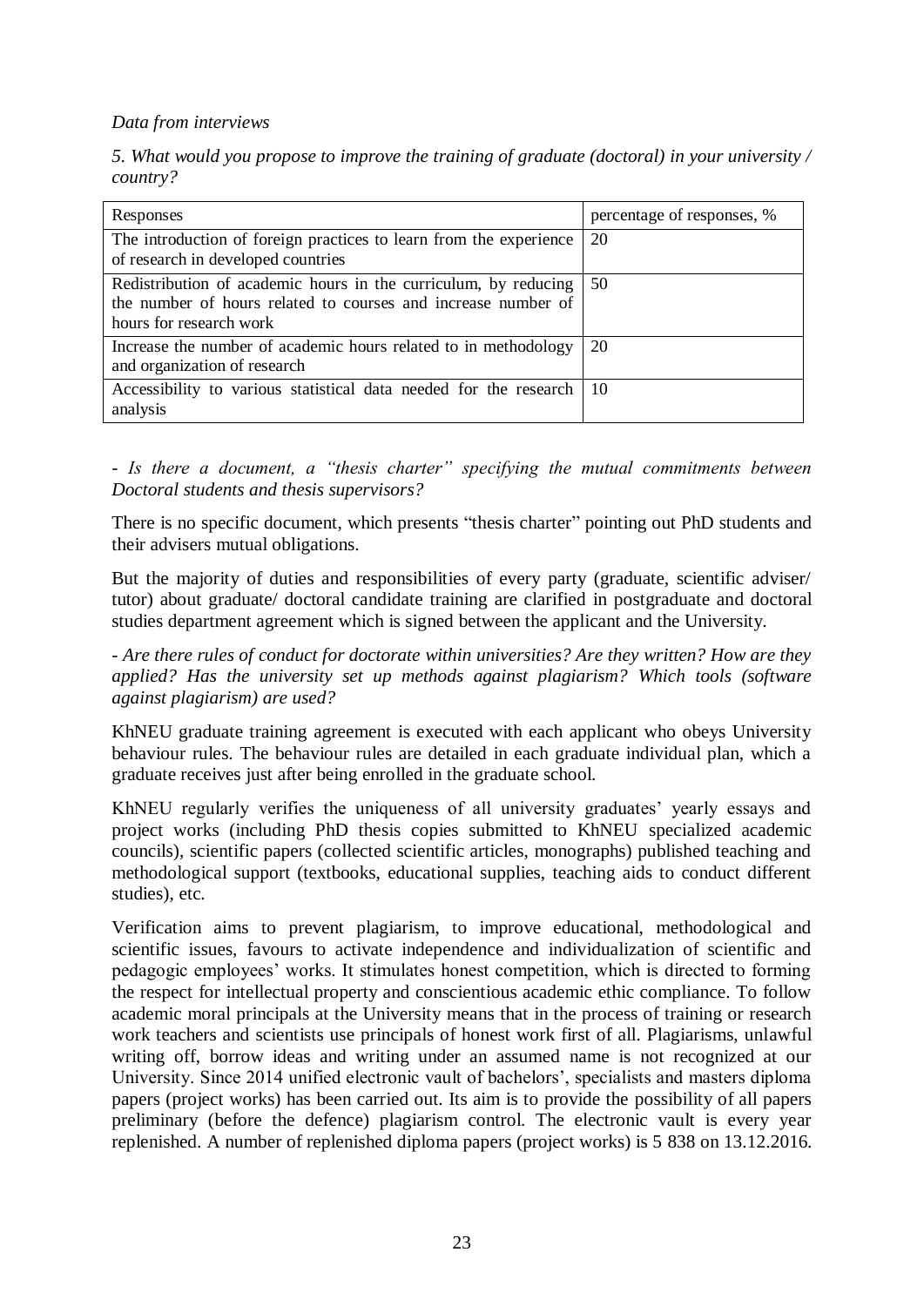*Data from interviews*

*5. What would you propose to improve the training of graduate (doctoral) in your university / country?*

| Responses | percentage of responses, % |
|---|---|
| The introduction of foreign practices to learn from the experience of research in developed countries | 20 |
| Redistribution of academic hours in the curriculum, by reducing the number of hours related to courses and increase number of hours for research work | 50 |
| Increase the number of academic hours related to in methodology and organization of research | 20 |
| Accessibility to various statistical data needed for the research analysis | 10 |

- *Is there a document, a "thesis charter" specifying the mutual commitments between Doctoral students and thesis supervisors?*

There is no specific document, which presents "thesis charter" pointing out PhD students and their advisers mutual obligations.

But the majority of duties and responsibilities of every party (graduate, scientific adviser/ tutor) about graduate/ doctoral candidate training are clarified in postgraduate and doctoral studies department agreement which is signed between the applicant and the University.

- *Are there rules of conduct for doctorate within universities? Are they written? How are they applied? Has the university set up methods against plagiarism? Which tools (software against plagiarism) are used?*

KhNEU graduate training agreement is executed with each applicant who obeys University behaviour rules. The behaviour rules are detailed in each graduate individual plan, which a graduate receives just after being enrolled in the graduate school.

KhNEU regularly verifies the uniqueness of all university graduates' yearly essays and project works (including PhD thesis copies submitted to KhNEU specialized academic councils), scientific papers (collected scientific articles, monographs) published teaching and methodological support (textbooks, educational supplies, teaching aids to conduct different studies), etc.

Verification aims to prevent plagiarism, to improve educational, methodological and scientific issues, favours to activate independence and individualization of scientific and pedagogic employees' works. It stimulates honest competition, which is directed to forming the respect for intellectual property and conscientious academic ethic compliance. To follow academic moral principals at the University means that in the process of training or research work teachers and scientists use principals of honest work first of all. Plagiarisms, unlawful writing off, borrow ideas and writing under an assumed name is not recognized at our University. Since 2014 unified electronic vault of bachelors', specialists and masters diploma papers (project works) has been carried out. Its aim is to provide the possibility of all papers preliminary (before the defence) plagiarism control. The electronic vault is every year replenished. A number of replenished diploma papers (project works) is 5 838 on 13.12.2016.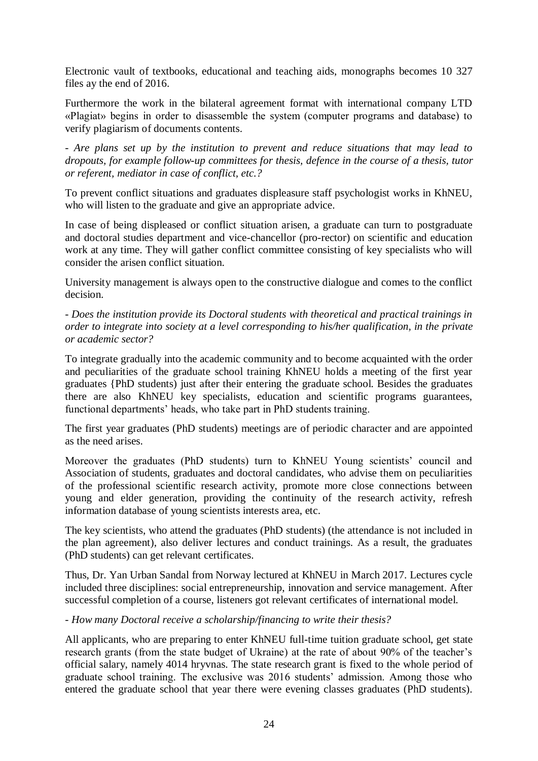Electronic vault of textbooks, educational and teaching aids, monographs becomes 10 327 files ay the end of 2016.

Furthermore the work in the bilateral agreement format with international company LTD «Plagiat» begins in order to disassemble the system (computer programs and database) to verify plagiarism of documents contents.

*- Are plans set up by the institution to prevent and reduce situations that may lead to dropouts, for example follow-up committees for thesis, defence in the course of a thesis, tutor or referent, mediator in case of conflict, etc.?*

To prevent conflict situations and graduates displeasure staff psychologist works in KhNEU, who will listen to the graduate and give an appropriate advice.

In case of being displeased or conflict situation arisen, a graduate can turn to postgraduate and doctoral studies department and vice-chancellor (pro-rector) on scientific and education work at any time. They will gather conflict committee consisting of key specialists who will consider the arisen conflict situation.

University management is always open to the constructive dialogue and comes to the conflict decision.

*- Does the institution provide its Doctoral students with theoretical and practical trainings in order to integrate into society at a level corresponding to his/her qualification, in the private or academic sector?*

To integrate gradually into the academic community and to become acquainted with the order and peculiarities of the graduate school training KhNEU holds a meeting of the first year graduates {PhD students) just after their entering the graduate school. Besides the graduates there are also KhNEU key specialists, education and scientific programs guarantees, functional departments' heads, who take part in PhD students training.

The first year graduates (PhD students) meetings are of periodic character and are appointed as the need arises.

Moreover the graduates (PhD students) turn to KhNEU Young scientists' council and Association of students, graduates and doctoral candidates, who advise them on peculiarities of the professional scientific research activity, promote more close connections between young and elder generation, providing the continuity of the research activity, refresh information database of young scientists interests area, etc.

The key scientists, who attend the graduates (PhD students) (the attendance is not included in the plan agreement), also deliver lectures and conduct trainings. As a result, the graduates (PhD students) can get relevant certificates.

Thus, Dr. Yan Urban Sandal from Norway lectured at KhNEU in March 2017. Lectures cycle included three disciplines: social entrepreneurship, innovation and service management. After successful completion of a course, listeners got relevant certificates of international model.

*- How many Doctoral receive a scholarship/financing to write their thesis?*

All applicants, who are preparing to enter KhNEU full-time tuition graduate school, get state research grants (from the state budget of Ukraine) at the rate of about 90% of the teacher's official salary, namely 4014 hryvnas. The state research grant is fixed to the whole period of graduate school training. The exclusive was 2016 students' admission. Among those who entered the graduate school that year there were evening classes graduates (PhD students).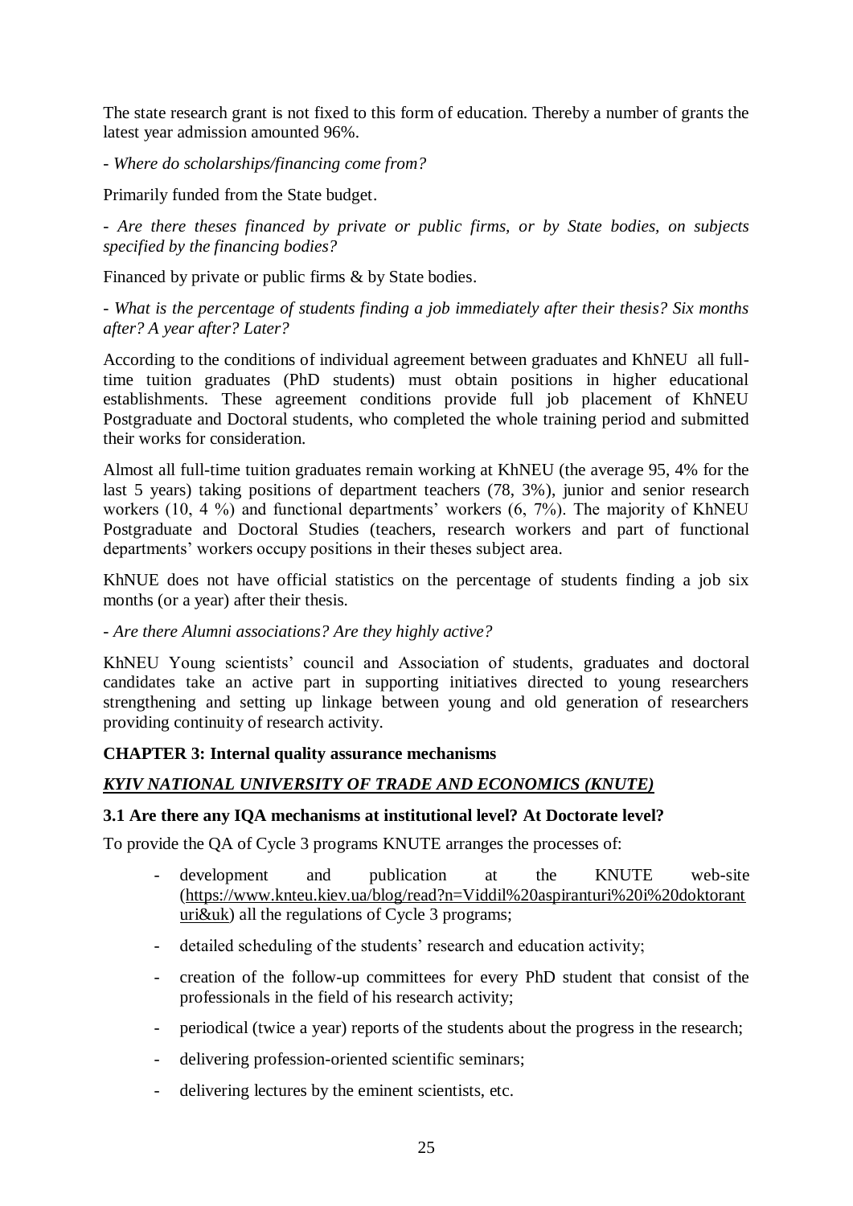The state research grant is not fixed to this form of education. Thereby a number of grants the latest year admission amounted 96%.

- *Where do scholarships/financing come from?*

Primarily funded from the State budget.

- *Are there theses financed by private or public firms, or by State bodies, on subjects specified by the financing bodies?*

Financed by private or public firms & by State bodies.

- *What is the percentage of students finding a job immediately after their thesis? Six months after? A year after? Later?*

According to the conditions of individual agreement between graduates and KhNEU all full-time tuition graduates (PhD students) must obtain positions in higher educational establishments. These agreement conditions provide full job placement of KhNEU Postgraduate and Doctoral students, who completed the whole training period and submitted their works for consideration.

Almost all full-time tuition graduates remain working at KhNEU (the average 95, 4% for the last 5 years) taking positions of department teachers (78, 3%), junior and senior research workers (10, 4 %) and functional departments' workers (6, 7%). The majority of KhNEU Postgraduate and Doctoral Studies (teachers, research workers and part of functional departments' workers occupy positions in their theses subject area.

KhNUE does not have official statistics on the percentage of students finding a job six months (or a year) after their thesis.

- *Are there Alumni associations? Are they highly active?*

KhNEU Young scientists' council and Association of students, graduates and doctoral candidates take an active part in supporting initiatives directed to young researchers strengthening and setting up linkage between young and old generation of researchers providing continuity of research activity.

**CHAPTER 3: Internal quality assurance mechanisms**

***KYIV NATIONAL UNIVERSITY OF TRADE AND ECONOMICS (KNUTE)***

**3.1 Are there any IQA mechanisms at institutional level? At Doctorate level?**

To provide the QA of Cycle 3 programs KNUTE arranges the processes of:

- development and publication at the KNUTE web-site (https://www.knteu.kiev.ua/blog/read?n=Viddil%20aspiranturi%20i%20doktoranturi&uk) all the regulations of Cycle 3 programs;
- detailed scheduling of the students' research and education activity;
- creation of the follow-up committees for every PhD student that consist of the professionals in the field of his research activity;
- periodical (twice a year) reports of the students about the progress in the research;
- delivering profession-oriented scientific seminars;
- delivering lectures by the eminent scientists, etc.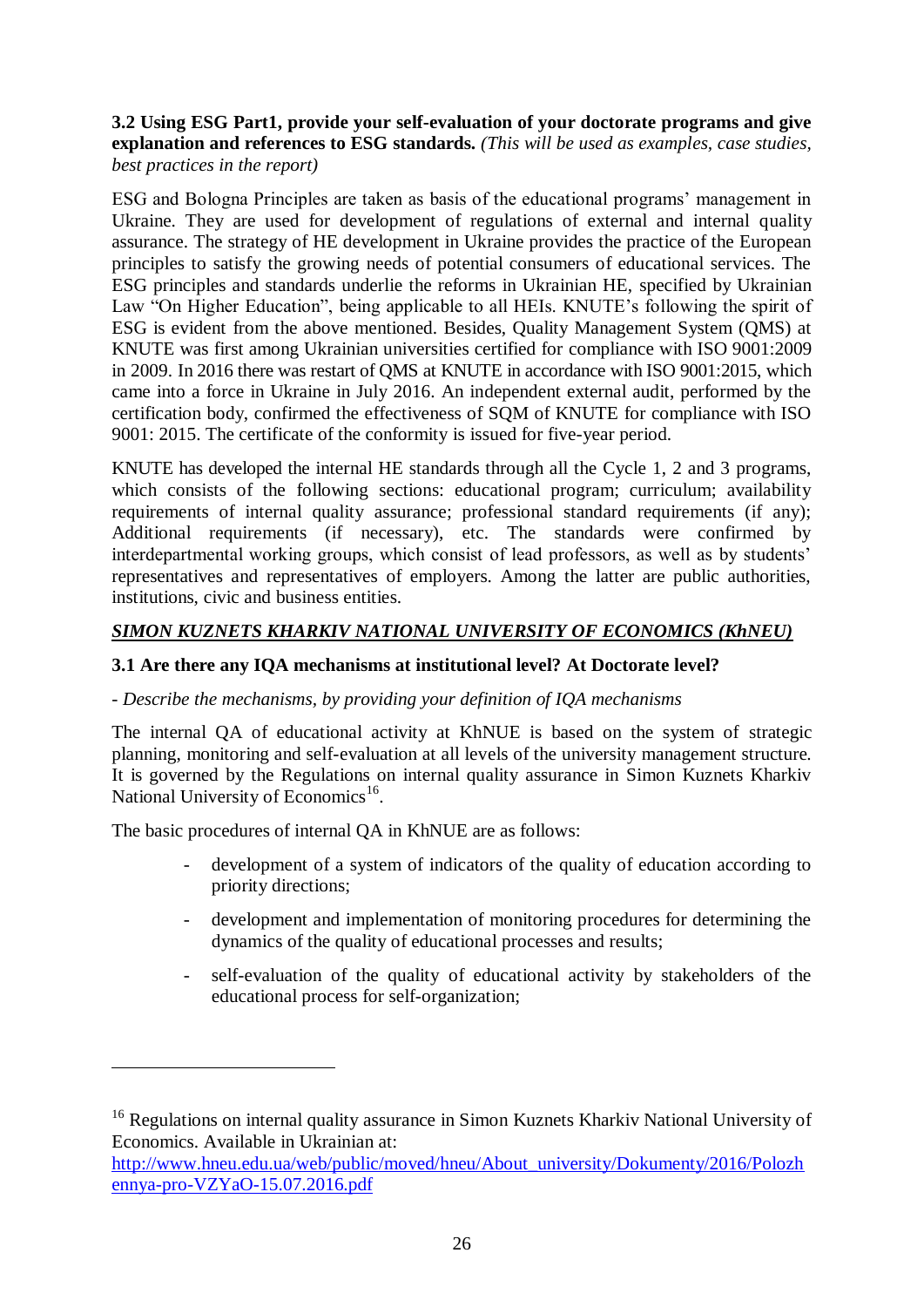**3.2 Using ESG Part1, provide your self-evaluation of your doctorate programs and give explanation and references to ESG standards.** *(This will be used as examples, case studies, best practices in the report)*

ESG and Bologna Principles are taken as basis of the educational programs' management in Ukraine. They are used for development of regulations of external and internal quality assurance. The strategy of HE development in Ukraine provides the practice of the European principles to satisfy the growing needs of potential consumers of educational services. The ESG principles and standards underlie the reforms in Ukrainian HE, specified by Ukrainian Law "On Higher Education", being applicable to all HEIs. KNUTE's following the spirit of ESG is evident from the above mentioned. Besides, Quality Management System (QMS) at KNUTE was first among Ukrainian universities certified for compliance with ISO 9001:2009 in 2009. In 2016 there was restart of QMS at KNUTE in accordance with ISO 9001:2015, which came into a force in Ukraine in July 2016. An independent external audit, performed by the certification body, confirmed the effectiveness of SQM of KNUTE for compliance with ISO 9001: 2015. The certificate of the conformity is issued for five-year period.

KNUTE has developed the internal HE standards through all the Cycle 1, 2 and 3 programs, which consists of the following sections: educational program; curriculum; availability requirements of internal quality assurance; professional standard requirements (if any); Additional requirements (if necessary), etc. The standards were confirmed by interdepartmental working groups, which consist of lead professors, as well as by students' representatives and representatives of employers. Among the latter are public authorities, institutions, civic and business entities.

***SIMON KUZNETS KHARKIV NATIONAL UNIVERSITY OF ECONOMICS (KhNEU)***

**3.1 Are there any IQA mechanisms at institutional level? At Doctorate level?**

- *Describe the mechanisms, by providing your definition of IQA mechanisms*

The internal QA of educational activity at KhNUE is based on the system of strategic planning, monitoring and self-evaluation at all levels of the university management structure. It is governed by the Regulations on internal quality assurance in Simon Kuznets Kharkiv National University of Economics[16].

The basic procedures of internal QA in KhNUE are as follows:

- development of a system of indicators of the quality of education according to priority directions;
- development and implementation of monitoring procedures for determining the dynamics of the quality of educational processes and results;
- self-evaluation of the quality of educational activity by stakeholders of the educational process for self-organization;

[16] Regulations on internal quality assurance in Simon Kuznets Kharkiv National University of Economics. Available in Ukrainian at: http://www.hneu.edu.ua/web/public/moved/hneu/About_university/Dokumenty/2016/Polozhennya-pro-VZYaO-15.07.2016.pdf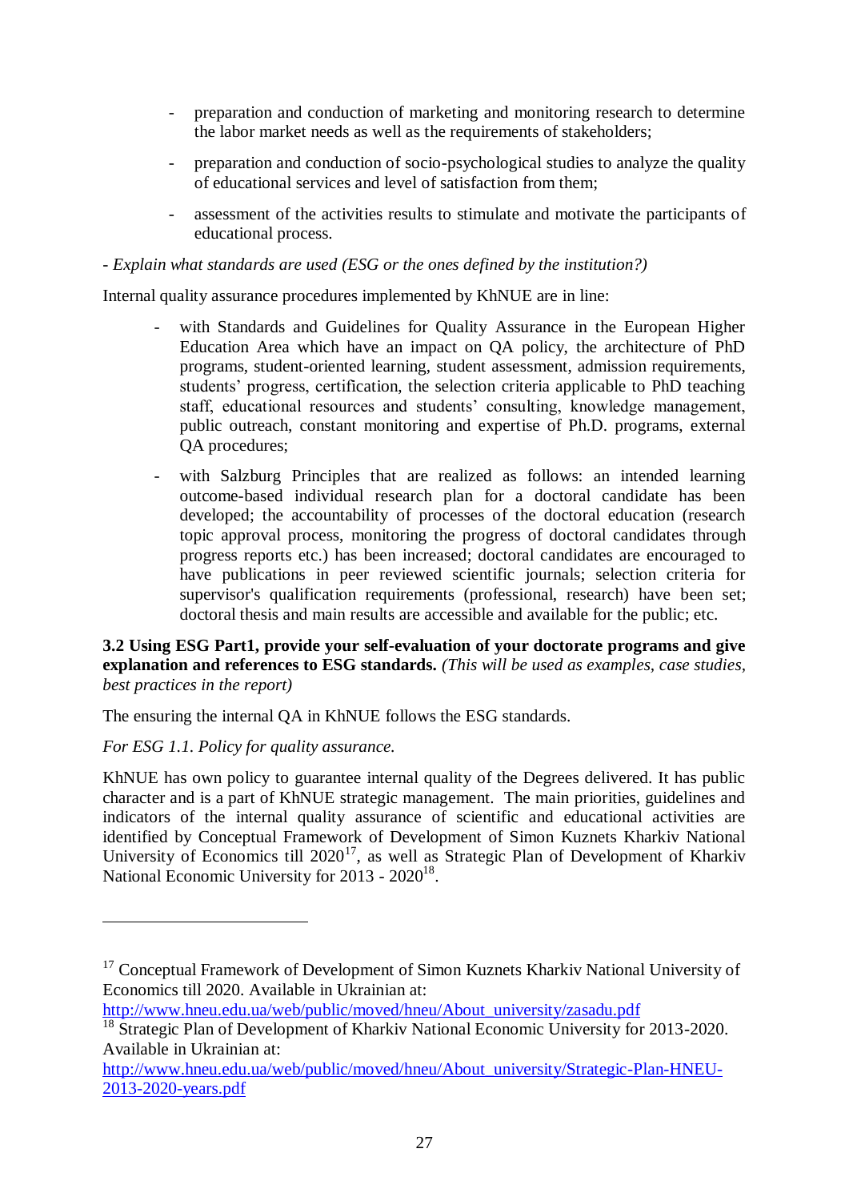- preparation and conduction of marketing and monitoring research to determine the labor market needs as well as the requirements of stakeholders;
- preparation and conduction of socio-psychological studies to analyze the quality of educational services and level of satisfaction from them;
- assessment of the activities results to stimulate and motivate the participants of educational process.

*- Explain what standards are used (ESG or the ones defined by the institution?)*

Internal quality assurance procedures implemented by KhNUE are in line:

- with Standards and Guidelines for Quality Assurance in the European Higher Education Area which have an impact on QA policy, the architecture of PhD programs, student-oriented learning, student assessment, admission requirements, students' progress, certification, the selection criteria applicable to PhD teaching staff, educational resources and students' consulting, knowledge management, public outreach, constant monitoring and expertise of Ph.D. programs, external QA procedures;
- with Salzburg Principles that are realized as follows: an intended learning outcome-based individual research plan for a doctoral candidate has been developed; the accountability of processes of the doctoral education (research topic approval process, monitoring the progress of doctoral candidates through progress reports etc.) has been increased; doctoral candidates are encouraged to have publications in peer reviewed scientific journals; selection criteria for supervisor's qualification requirements (professional, research) have been set; doctoral thesis and main results are accessible and available for the public; etc.

**3.2 Using ESG Part1, provide your self-evaluation of your doctorate programs and give explanation and references to ESG standards.** *(This will be used as examples, case studies, best practices in the report)*

The ensuring the internal QA in KhNUE follows the ESG standards.

*For ESG 1.1. Policy for quality assurance.*

KhNUE has own policy to guarantee internal quality of the Degrees delivered. It has public character and is a part of KhNUE strategic management. The main priorities, guidelines and indicators of the internal quality assurance of scientific and educational activities are identified by Conceptual Framework of Development of Simon Kuznets Kharkiv National University of Economics till 2020[17], as well as Strategic Plan of Development of Kharkiv National Economic University for 2013 - 2020[18].

---

[17] Conceptual Framework of Development of Simon Kuznets Kharkiv National University of Economics till 2020. Available in Ukrainian at: http://www.hneu.edu.ua/web/public/moved/hneu/About_university/zasadu.pdf

[18] Strategic Plan of Development of Kharkiv National Economic University for 2013-2020. Available in Ukrainian at: http://www.hneu.edu.ua/web/public/moved/hneu/About_university/Strategic-Plan-HNEU-2013-2020-years.pdf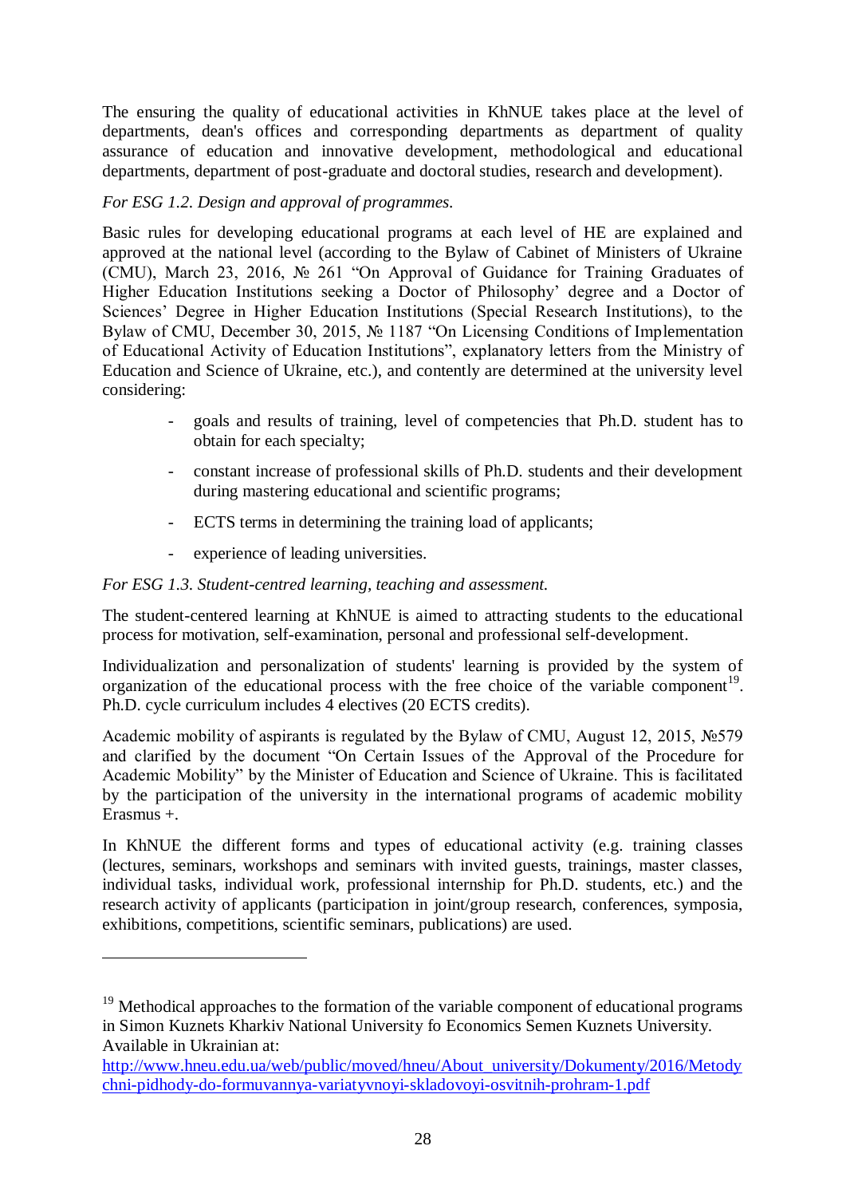The ensuring the quality of educational activities in KhNUE takes place at the level of departments, dean's offices and corresponding departments as department of quality assurance of education and innovative development, methodological and educational departments, department of post-graduate and doctoral studies, research and development).

*For ESG 1.2. Design and approval of programmes.*

Basic rules for developing educational programs at each level of HE are explained and approved at the national level (according to the Bylaw of Cabinet of Ministers of Ukraine (CMU), March 23, 2016, № 261 "On Approval of Guidance for Training Graduates of Higher Education Institutions seeking a Doctor of Philosophy' degree and a Doctor of Sciences' Degree in Higher Education Institutions (Special Research Institutions), to the Bylaw of CMU, December 30, 2015, № 1187 "On Licensing Conditions of Implementation of Educational Activity of Education Institutions", explanatory letters from the Ministry of Education and Science of Ukraine, etc.), and contently are determined at the university level considering:

- goals and results of training, level of competencies that Ph.D. student has to obtain for each specialty;
- constant increase of professional skills of Ph.D. students and their development during mastering educational and scientific programs;
- ECTS terms in determining the training load of applicants;
- experience of leading universities.

*For ESG 1.3. Student-centred learning, teaching and assessment.*

The student-centered learning at KhNUE is aimed to attracting students to the educational process for motivation, self-examination, personal and professional self-development.

Individualization and personalization of students' learning is provided by the system of organization of the educational process with the free choice of the variable component[19]. Ph.D. cycle curriculum includes 4 electives (20 ECTS credits).

Academic mobility of aspirants is regulated by the Bylaw of CMU, August 12, 2015, №579 and clarified by the document "On Certain Issues of the Approval of the Procedure for Academic Mobility" by the Minister of Education and Science of Ukraine. This is facilitated by the participation of the university in the international programs of academic mobility Erasmus +.

In KhNUE the different forms and types of educational activity (e.g. training classes (lectures, seminars, workshops and seminars with invited guests, trainings, master classes, individual tasks, individual work, professional internship for Ph.D. students, etc.) and the research activity of applicants (participation in joint/group research, conferences, symposia, exhibitions, competitions, scientific seminars, publications) are used.

---

[19] Methodical approaches to the formation of the variable component of educational programs in Simon Kuznets Kharkiv National University fo Economics Semen Kuznets University. Available in Ukrainian at: http://www.hneu.edu.ua/web/public/moved/hneu/About_university/Dokumenty/2016/Metodychni-pidhody-do-formuvannya-variatyvnoyi-skladovoyi-osvitnih-prohram-1.pdf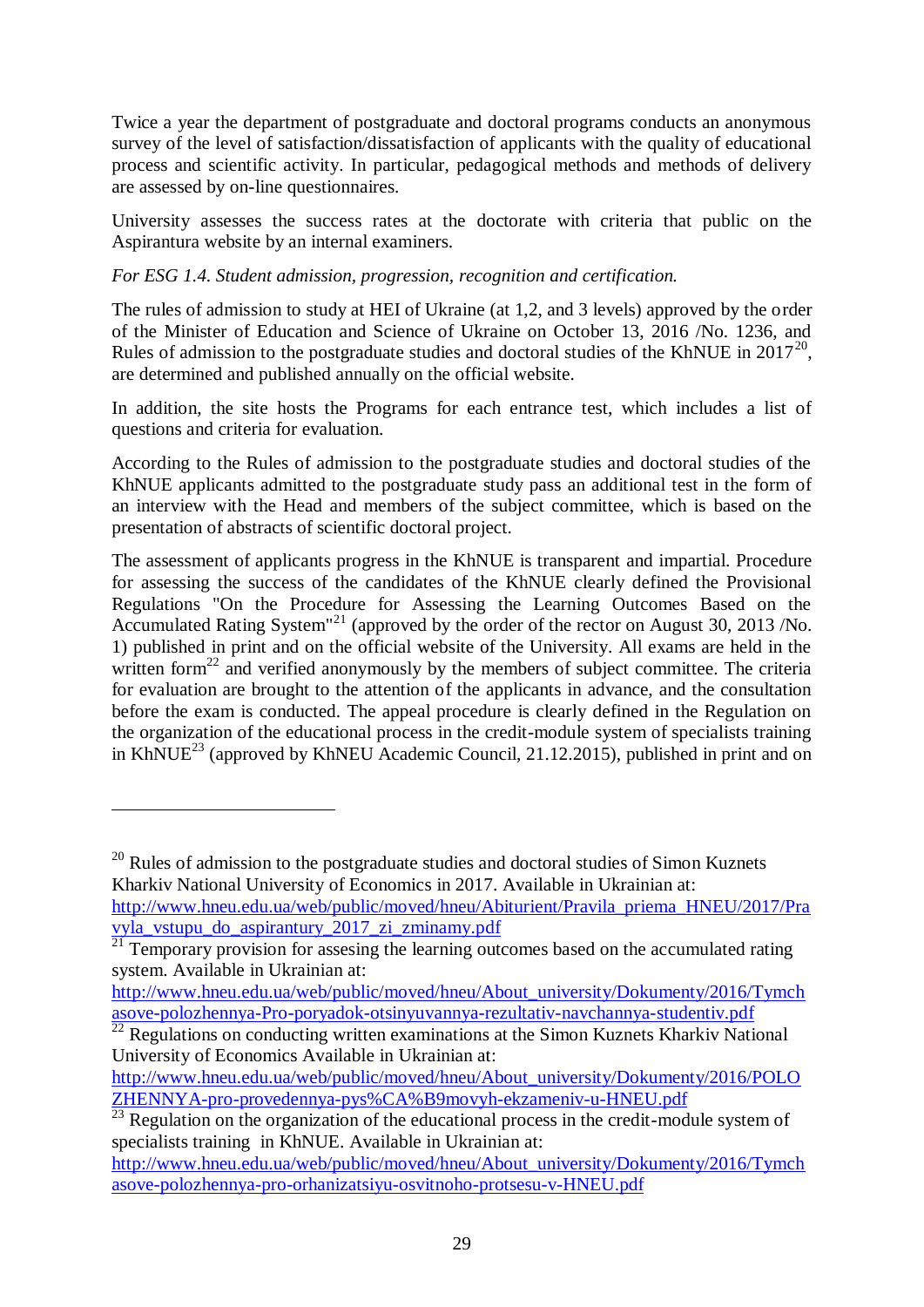Twice a year the department of postgraduate and doctoral programs conducts an anonymous survey of the level of satisfaction/dissatisfaction of applicants with the quality of educational process and scientific activity. In particular, pedagogical methods and methods of delivery are assessed by on-line questionnaires.

University assesses the success rates at the doctorate with criteria that public on the Aspirantura website by an internal examiners.

*For ESG 1.4. Student admission, progression, recognition and certification.*

The rules of admission to study at HEI of Ukraine (at 1,2, and 3 levels) approved by the order of the Minister of Education and Science of Ukraine on October 13, 2016 /No. 1236, and Rules of admission to the postgraduate studies and doctoral studies of the KhNUE in 2017[20], are determined and published annually on the official website.

In addition, the site hosts the Programs for each entrance test, which includes a list of questions and criteria for evaluation.

According to the Rules of admission to the postgraduate studies and doctoral studies of the KhNUE applicants admitted to the postgraduate study pass an additional test in the form of an interview with the Head and members of the subject committee, which is based on the presentation of abstracts of scientific doctoral project.

The assessment of applicants progress in the KhNUE is transparent and impartial. Procedure for assessing the success of the candidates of the KhNUE clearly defined the Provisional Regulations "On the Procedure for Assessing the Learning Outcomes Based on the Accumulated Rating System"[21] (approved by the order of the rector on August 30, 2013 /No. 1) published in print and on the official website of the University. All exams are held in the written form[22] and verified anonymously by the members of subject committee. The criteria for evaluation are brought to the attention of the applicants in advance, and the consultation before the exam is conducted. The appeal procedure is clearly defined in the Regulation on the organization of the educational process in the credit-module system of specialists training in KhNUE[23] (approved by KhNEU Academic Council, 21.12.2015), published in print and on

---

[20] Rules of admission to the postgraduate studies and doctoral studies of Simon Kuznets Kharkiv National University of Economics in 2017. Available in Ukrainian at: http://www.hneu.edu.ua/web/public/moved/hneu/Abiturient/Pravila_priema_HNEU/2017/Pravyla_vstupu_do_aspirantury_2017_zi_zminamy.pdf

[21] Temporary provision for assesing the learning outcomes based on the accumulated rating system. Available in Ukrainian at: http://www.hneu.edu.ua/web/public/moved/hneu/About_university/Dokumenty/2016/Tymchasove-polozhennya-Pro-poryadok-otsinyuvannya-rezultativ-navchannya-studentiv.pdf

[22] Regulations on conducting written examinations at the Simon Kuznets Kharkiv National University of Economics Available in Ukrainian at: http://www.hneu.edu.ua/web/public/moved/hneu/About_university/Dokumenty/2016/POLOZHENNYA-pro-provedennya-pys%CA%B9movyh-ekzameniv-u-HNEU.pdf

[23] Regulation on the organization of the educational process in the credit-module system of specialists training in KhNUE. Available in Ukrainian at: http://www.hneu.edu.ua/web/public/moved/hneu/About_university/Dokumenty/2016/Tymchasove-polozhennya-pro-orhanizatsiyu-osvitnoho-protsesu-v-HNEU.pdf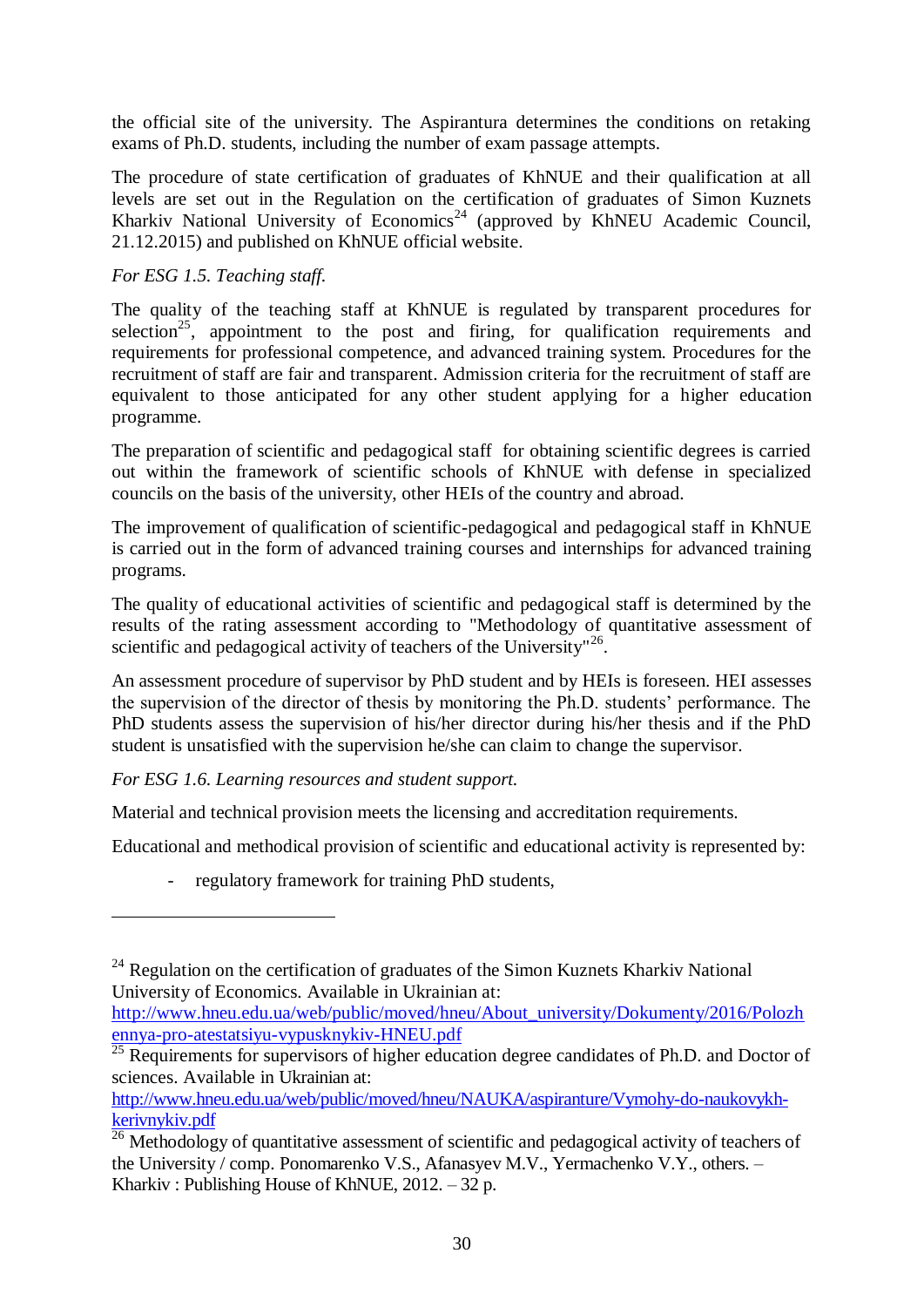the official site of the university. The Aspirantura determines the conditions on retaking exams of Ph.D. students, including the number of exam passage attempts.

The procedure of state certification of graduates of KhNUE and their qualification at all levels are set out in the Regulation on the certification of graduates of Simon Kuznets Kharkiv National University of Economics[24] (approved by KhNEU Academic Council, 21.12.2015) and published on KhNUE official website.

*For ESG 1.5. Teaching staff.*

The quality of the teaching staff at KhNUE is regulated by transparent procedures for selection[25], appointment to the post and firing, for qualification requirements and requirements for professional competence, and advanced training system. Procedures for the recruitment of staff are fair and transparent. Admission criteria for the recruitment of staff are equivalent to those anticipated for any other student applying for a higher education programme.

The preparation of scientific and pedagogical staff for obtaining scientific degrees is carried out within the framework of scientific schools of KhNUE with defense in specialized councils on the basis of the university, other HEIs of the country and abroad.

The improvement of qualification of scientific-pedagogical and pedagogical staff in KhNUE is carried out in the form of advanced training courses and internships for advanced training programs.

The quality of educational activities of scientific and pedagogical staff is determined by the results of the rating assessment according to "Methodology of quantitative assessment of scientific and pedagogical activity of teachers of the University"[26].

An assessment procedure of supervisor by PhD student and by HEIs is foreseen. HEI assesses the supervision of the director of thesis by monitoring the Ph.D. students' performance. The PhD students assess the supervision of his/her director during his/her thesis and if the PhD student is unsatisfied with the supervision he/she can claim to change the supervisor.

*For ESG 1.6. Learning resources and student support.*

Material and technical provision meets the licensing and accreditation requirements.

Educational and methodical provision of scientific and educational activity is represented by:

- regulatory framework for training PhD students,

---

[24] Regulation on the certification of graduates of the Simon Kuznets Kharkiv National University of Economics. Available in Ukrainian at: http://www.hneu.edu.ua/web/public/moved/hneu/About_university/Dokumenty/2016/Polozhennya-pro-atestatsiyu-vypusknykiv-HNEU.pdf

[25] Requirements for supervisors of higher education degree candidates of Ph.D. and Doctor of sciences. Available in Ukrainian at: http://www.hneu.edu.ua/web/public/moved/hneu/NAUKA/aspiranture/Vymohy-do-naukovykh-kerivnykiv.pdf

[26] Methodology of quantitative assessment of scientific and pedagogical activity of teachers of the University / comp. Ponomarenko V.S., Afanasyev M.V., Yermachenko V.Y., others. – Kharkiv : Publishing House of KhNUE, 2012. – 32 p.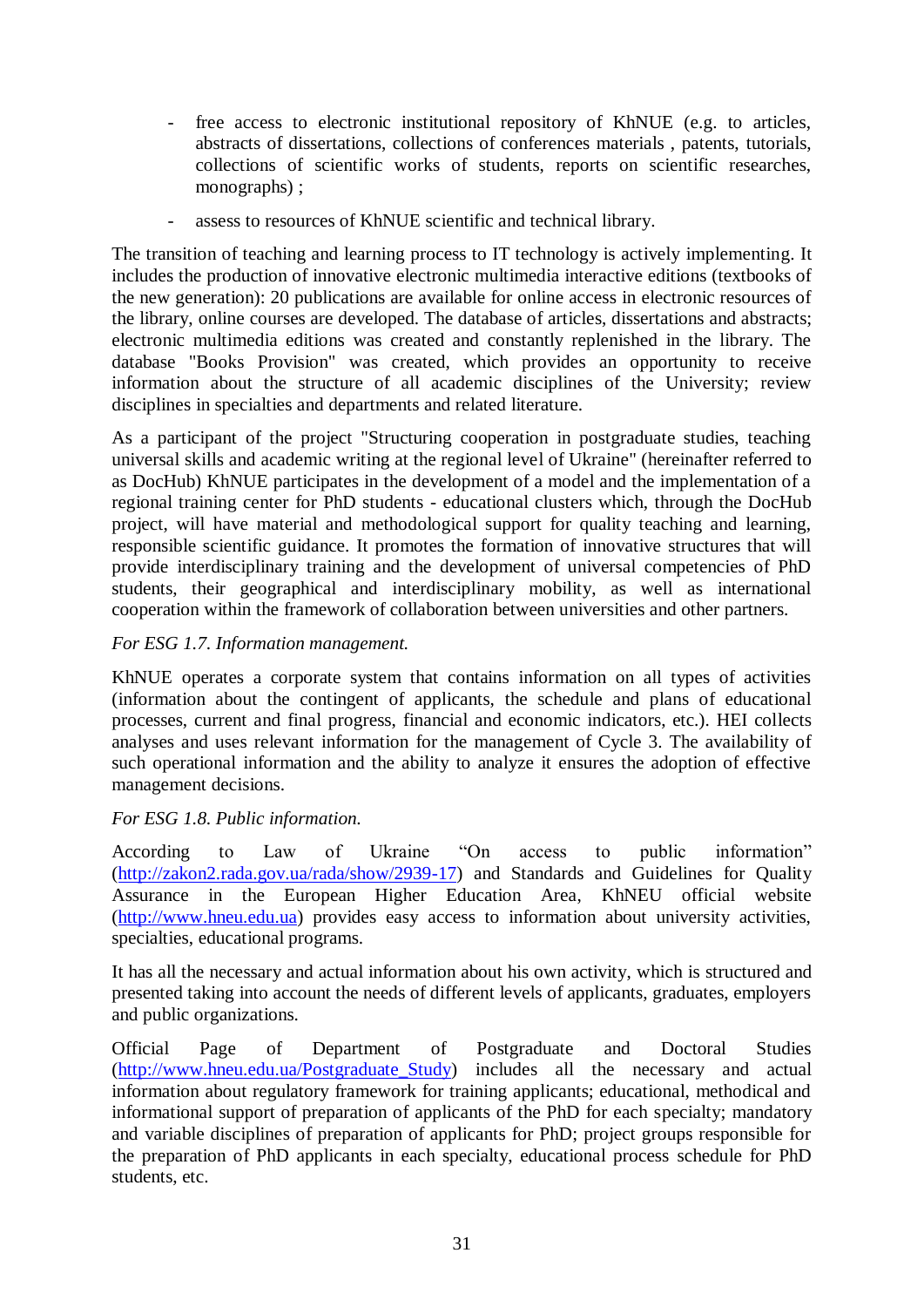- free access to electronic institutional repository of KhNUE (e.g. to articles, abstracts of dissertations, collections of conferences materials , patents, tutorials, collections of scientific works of students, reports on scientific researches, monographs) ;
- assess to resources of KhNUE scientific and technical library.

The transition of teaching and learning process to IT technology is actively implementing. It includes the production of innovative electronic multimedia interactive editions (textbooks of the new generation): 20 publications are available for online access in electronic resources of the library, online courses are developed. The database of articles, dissertations and abstracts; electronic multimedia editions was created and constantly replenished in the library. The database "Books Provision" was created, which provides an opportunity to receive information about the structure of all academic disciplines of the University; review disciplines in specialties and departments and related literature.

As a participant of the project "Structuring cooperation in postgraduate studies, teaching universal skills and academic writing at the regional level of Ukraine" (hereinafter referred to as DocHub) KhNUE participates in the development of a model and the implementation of a regional training center for PhD students - educational clusters which, through the DocHub project, will have material and methodological support for quality teaching and learning, responsible scientific guidance. It promotes the formation of innovative structures that will provide interdisciplinary training and the development of universal competencies of PhD students, their geographical and interdisciplinary mobility, as well as international cooperation within the framework of collaboration between universities and other partners.

*For ESG 1.7. Information management.*

KhNUE operates a corporate system that contains information on all types of activities (information about the contingent of applicants, the schedule and plans of educational processes, current and final progress, financial and economic indicators, etc.). HEI collects analyses and uses relevant information for the management of Cycle 3. The availability of such operational information and the ability to analyze it ensures the adoption of effective management decisions.

*For ESG 1.8. Public information.*

According to Law of Ukraine “On access to public information” (http://zakon2.rada.gov.ua/rada/show/2939-17) and Standards and Guidelines for Quality Assurance in the European Higher Education Area, KhNEU official website (http://www.hneu.edu.ua) provides easy access to information about university activities, specialties, educational programs.

It has all the necessary and actual information about his own activity, which is structured and presented taking into account the needs of different levels of applicants, graduates, employers and public organizations.

Official Page of Department of Postgraduate and Doctoral Studies (http://www.hneu.edu.ua/Postgraduate_Study) includes all the necessary and actual information about regulatory framework for training applicants; educational, methodical and informational support of preparation of applicants of the PhD for each specialty; mandatory and variable disciplines of preparation of applicants for PhD; project groups responsible for the preparation of PhD applicants in each specialty, educational process schedule for PhD students, etc.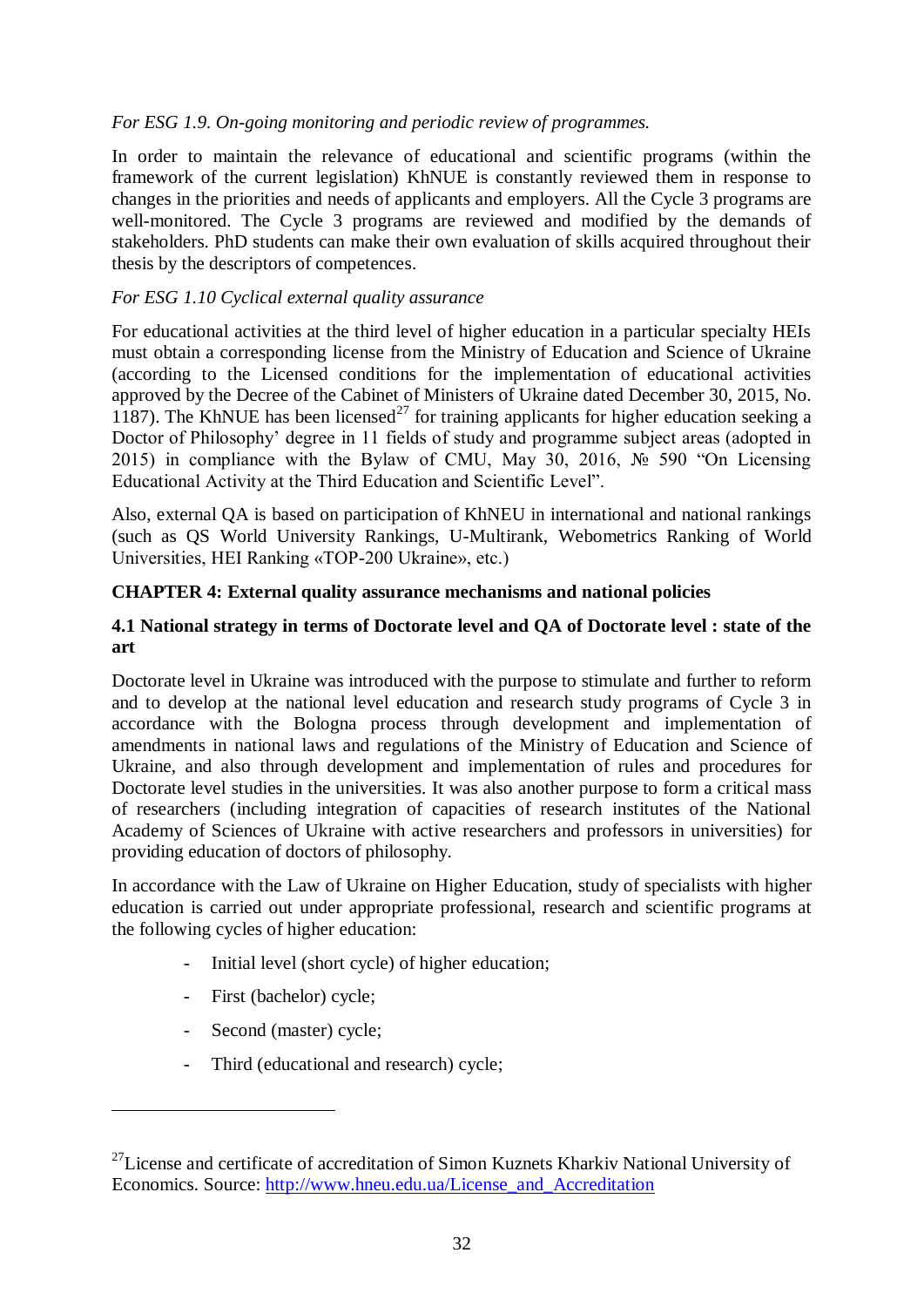*For ESG 1.9. On-going monitoring and periodic review of programmes.*

In order to maintain the relevance of educational and scientific programs (within the framework of the current legislation) KhNUE is constantly reviewed them in response to changes in the priorities and needs of applicants and employers. All the Cycle 3 programs are well-monitored. The Cycle 3 programs are reviewed and modified by the demands of stakeholders. PhD students can make their own evaluation of skills acquired throughout their thesis by the descriptors of competences.

*For ESG 1.10 Cyclical external quality assurance*

For educational activities at the third level of higher education in a particular specialty HEIs must obtain a corresponding license from the Ministry of Education and Science of Ukraine (according to the Licensed conditions for the implementation of educational activities approved by the Decree of the Cabinet of Ministers of Ukraine dated December 30, 2015, No. 1187). The KhNUE has been licensed[27] for training applicants for higher education seeking a Doctor of Philosophy' degree in 11 fields of study and programme subject areas (adopted in 2015) in compliance with the Bylaw of CMU, May 30, 2016, № 590 "On Licensing Educational Activity at the Third Education and Scientific Level".

Also, external QA is based on participation of KhNEU in international and national rankings (such as QS World University Rankings, U-Multirank, Webometrics Ranking of World Universities, HEI Ranking «TOP-200 Ukraine», etc.)

## CHAPTER 4: External quality assurance mechanisms and national policies

### 4.1 National strategy in terms of Doctorate level and QA of Doctorate level : state of the art

Doctorate level in Ukraine was introduced with the purpose to stimulate and further to reform and to develop at the national level education and research study programs of Cycle 3 in accordance with the Bologna process through development and implementation of amendments in national laws and regulations of the Ministry of Education and Science of Ukraine, and also through development and implementation of rules and procedures for Doctorate level studies in the universities. It was also another purpose to form a critical mass of researchers (including integration of capacities of research institutes of the National Academy of Sciences of Ukraine with active researchers and professors in universities) for providing education of doctors of philosophy.

In accordance with the Law of Ukraine on Higher Education, study of specialists with higher education is carried out under appropriate professional, research and scientific programs at the following cycles of higher education:

- Initial level (short cycle) of higher education;
- First (bachelor) cycle;
- Second (master) cycle;
- Third (educational and research) cycle;

---

[27] License and certificate of accreditation of Simon Kuznets Kharkiv National University of Economics. Source: http://www.hneu.edu.ua/License_and_Accreditation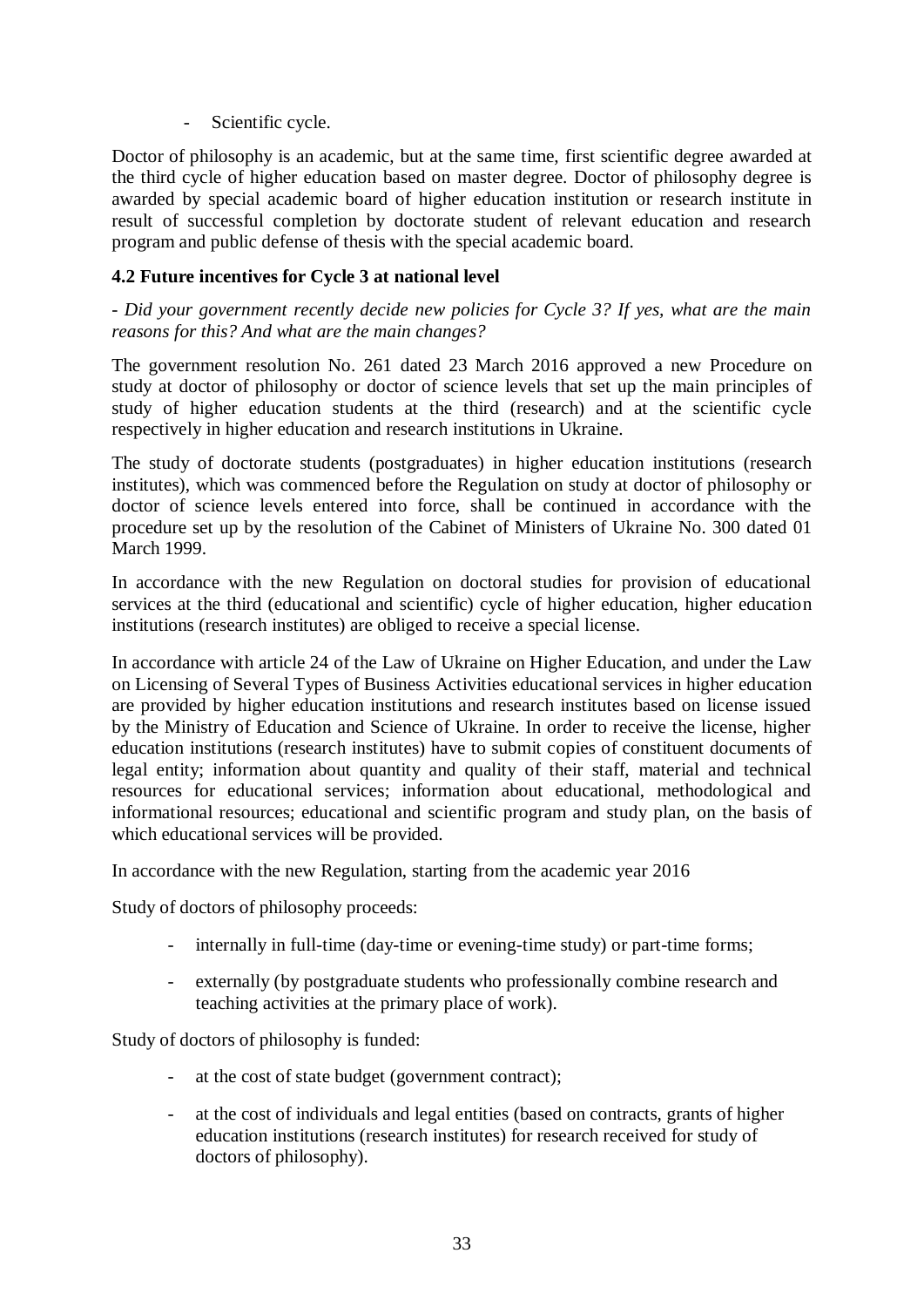- Scientific cycle.

Doctor of philosophy is an academic, but at the same time, first scientific degree awarded at the third cycle of higher education based on master degree. Doctor of philosophy degree is awarded by special academic board of higher education institution or research institute in result of successful completion by doctorate student of relevant education and research program and public defense of thesis with the special academic board.

### 4.2 Future incentives for Cycle 3 at national level

*- Did your government recently decide new policies for Cycle 3? If yes, what are the main reasons for this? And what are the main changes?*

The government resolution No. 261 dated 23 March 2016 approved a new Procedure on study at doctor of philosophy or doctor of science levels that set up the main principles of study of higher education students at the third (research) and at the scientific cycle respectively in higher education and research institutions in Ukraine.

The study of doctorate students (postgraduates) in higher education institutions (research institutes), which was commenced before the Regulation on study at doctor of philosophy or doctor of science levels entered into force, shall be continued in accordance with the procedure set up by the resolution of the Cabinet of Ministers of Ukraine No. 300 dated 01 March 1999.

In accordance with the new Regulation on doctoral studies for provision of educational services at the third (educational and scientific) cycle of higher education, higher education institutions (research institutes) are obliged to receive a special license.

In accordance with article 24 of the Law of Ukraine on Higher Education, and under the Law on Licensing of Several Types of Business Activities educational services in higher education are provided by higher education institutions and research institutes based on license issued by the Ministry of Education and Science of Ukraine. In order to receive the license, higher education institutions (research institutes) have to submit copies of constituent documents of legal entity; information about quantity and quality of their staff, material and technical resources for educational services; information about educational, methodological and informational resources; educational and scientific program and study plan, on the basis of which educational services will be provided.

In accordance with the new Regulation, starting from the academic year 2016

Study of doctors of philosophy proceeds:

- internally in full-time (day-time or evening-time study) or part-time forms;
- externally (by postgraduate students who professionally combine research and teaching activities at the primary place of work).

Study of doctors of philosophy is funded:

- at the cost of state budget (government contract);
- at the cost of individuals and legal entities (based on contracts, grants of higher education institutions (research institutes) for research received for study of doctors of philosophy).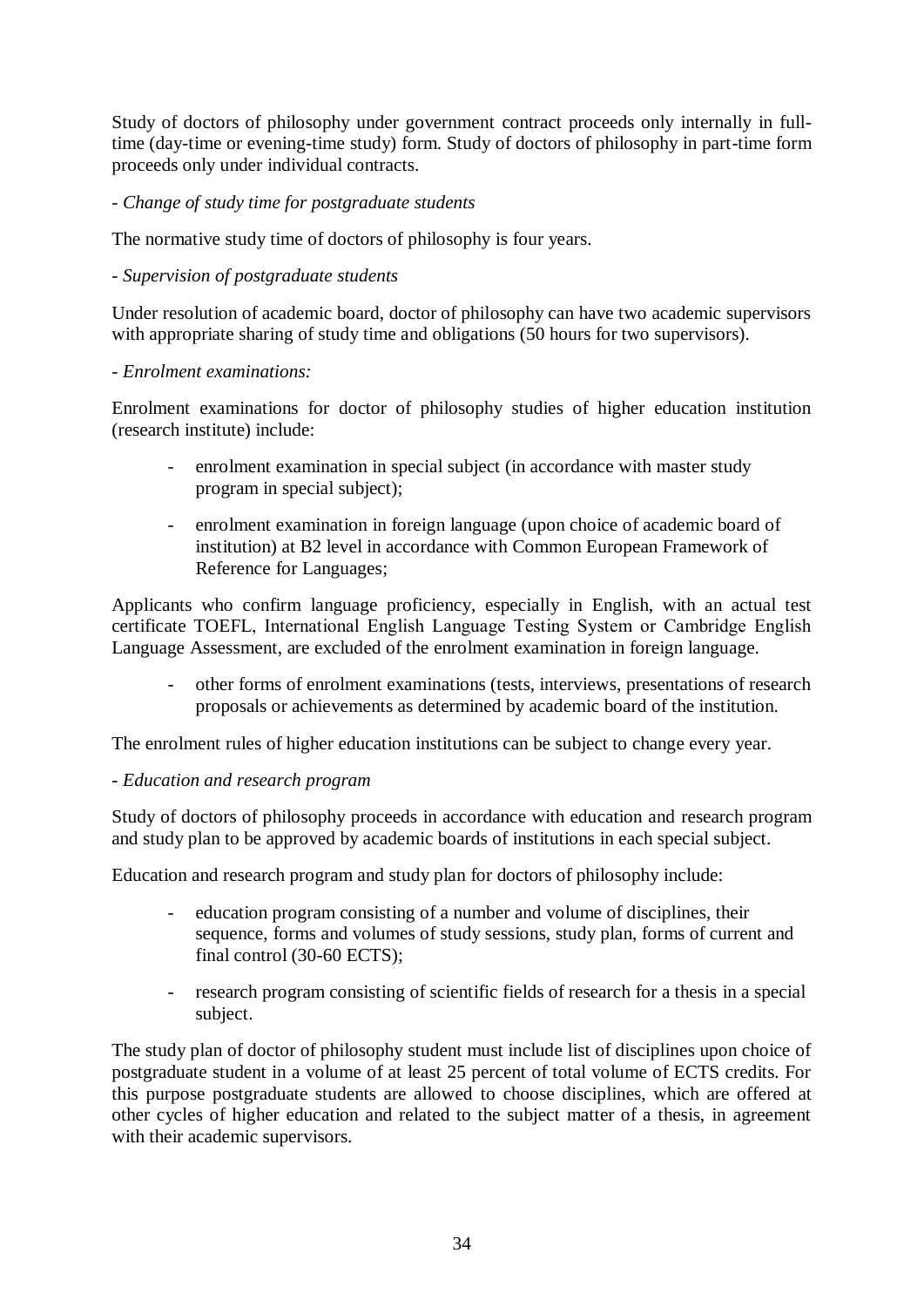Study of doctors of philosophy under government contract proceeds only internally in full-time (day-time or evening-time study) form. Study of doctors of philosophy in part-time form proceeds only under individual contracts.

- *Change of study time for postgraduate students*

The normative study time of doctors of philosophy is four years.

- *Supervision of postgraduate students*

Under resolution of academic board, doctor of philosophy can have two academic supervisors with appropriate sharing of study time and obligations (50 hours for two supervisors).

- *Enrolment examinations:*

Enrolment examinations for doctor of philosophy studies of higher education institution (research institute) include:

- enrolment examination in special subject (in accordance with master study program in special subject);
- enrolment examination in foreign language (upon choice of academic board of institution) at B2 level in accordance with Common European Framework of Reference for Languages;

Applicants who confirm language proficiency, especially in English, with an actual test certificate TOEFL, International English Language Testing System or Cambridge English Language Assessment, are excluded of the enrolment examination in foreign language.

- other forms of enrolment examinations (tests, interviews, presentations of research proposals or achievements as determined by academic board of the institution.

The enrolment rules of higher education institutions can be subject to change every year.

- *Education and research program*

Study of doctors of philosophy proceeds in accordance with education and research program and study plan to be approved by academic boards of institutions in each special subject.

Education and research program and study plan for doctors of philosophy include:

- education program consisting of a number and volume of disciplines, their sequence, forms and volumes of study sessions, study plan, forms of current and final control (30-60 ECTS);
- research program consisting of scientific fields of research for a thesis in a special subject.

The study plan of doctor of philosophy student must include list of disciplines upon choice of postgraduate student in a volume of at least 25 percent of total volume of ECTS credits. For this purpose postgraduate students are allowed to choose disciplines, which are offered at other cycles of higher education and related to the subject matter of a thesis, in agreement with their academic supervisors.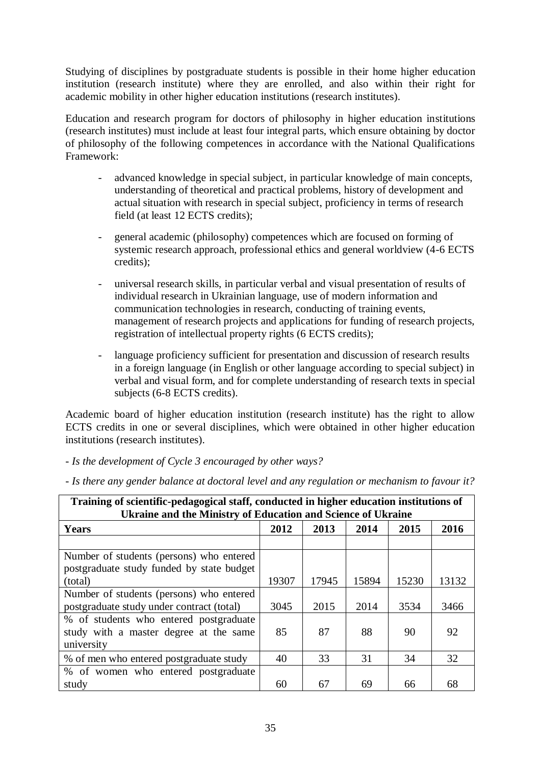Studying of disciplines by postgraduate students is possible in their home higher education institution (research institute) where they are enrolled, and also within their right for academic mobility in other higher education institutions (research institutes).

Education and research program for doctors of philosophy in higher education institutions (research institutes) must include at least four integral parts, which ensure obtaining by doctor of philosophy of the following competences in accordance with the National Qualifications Framework:

- advanced knowledge in special subject, in particular knowledge of main concepts, understanding of theoretical and practical problems, history of development and actual situation with research in special subject, proficiency in terms of research field (at least 12 ECTS credits);
- general academic (philosophy) competences which are focused on forming of systemic research approach, professional ethics and general worldview (4-6 ECTS credits);
- universal research skills, in particular verbal and visual presentation of results of individual research in Ukrainian language, use of modern information and communication technologies in research, conducting of training events, management of research projects and applications for funding of research projects, registration of intellectual property rights (6 ECTS credits);
- language proficiency sufficient for presentation and discussion of research results in a foreign language (in English or other language according to special subject) in verbal and visual form, and for complete understanding of research texts in special subjects (6-8 ECTS credits).

Academic board of higher education institution (research institute) has the right to allow ECTS credits in one or several disciplines, which were obtained in other higher education institutions (research institutes).

*- Is the development of Cycle 3 encouraged by other ways?*

*- Is there any gender balance at doctoral level and any regulation or mechanism to favour it?*

| **Training of scientific-pedagogical staff, conducted in higher education institutions of Ukraine and the Ministry of Education and Science of Ukraine** | | | | | |
|---|---|---|---|---|---|
| **Years** | **2012** | **2013** | **2014** | **2015** | **2016** |
| | | | | | |
| Number of students (persons) who entered postgraduate study funded by state budget (total) | 19307 | 17945 | 15894 | 15230 | 13132 |
| Number of students (persons) who entered postgraduate study under contract (total) | 3045 | 2015 | 2014 | 3534 | 3466 |
| % of students who entered postgraduate study with a master degree at the same university | 85 | 87 | 88 | 90 | 92 |
| % of men who entered postgraduate study | 40 | 33 | 31 | 34 | 32 |
| % of women who entered postgraduate study | 60 | 67 | 69 | 66 | 68 |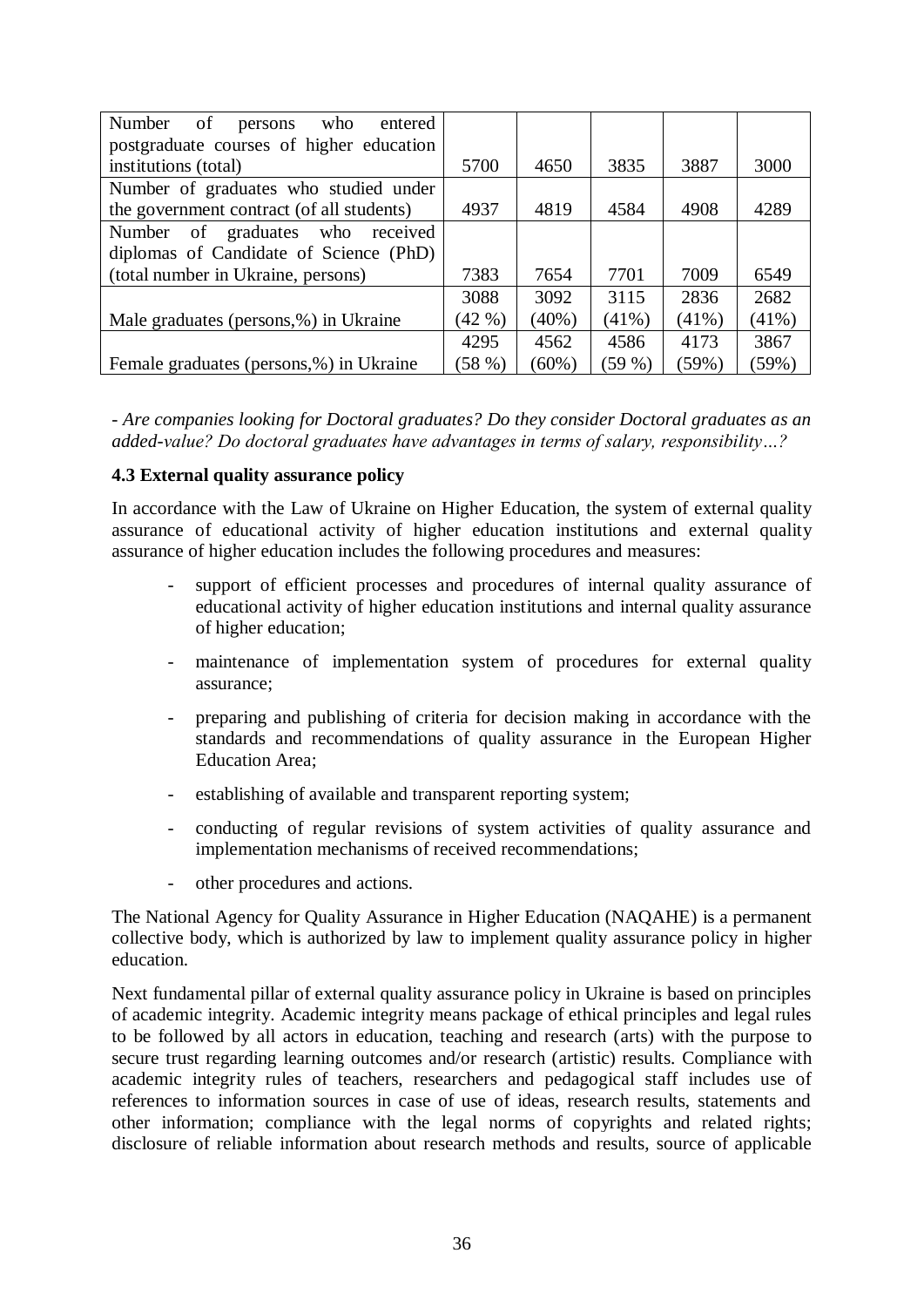| Number of persons who entered postgraduate courses of higher education institutions (total) | 5700 | 4650 | 3835 | 3887 | 3000 |
|---|---|---|---|---|---|
| Number of graduates who studied under the government contract (of all students) | 4937 | 4819 | 4584 | 4908 | 4289 |
| Number of graduates who received diplomas of Candidate of Science (PhD) (total number in Ukraine, persons) | 7383 | 7654 | 7701 | 7009 | 6549 |
| Male graduates (persons,%) in Ukraine | 3088 (42 %) | 3092 (40%) | 3115 (41%) | 2836 (41%) | 2682 (41%) |
| Female graduates (persons,%) in Ukraine | 4295 (58 %) | 4562 (60%) | 4586 (59 %) | 4173 (59%) | 3867 (59%) |

*- Are companies looking for Doctoral graduates? Do they consider Doctoral graduates as an added-value? Do doctoral graduates have advantages in terms of salary, responsibility…?*

### 4.3 External quality assurance policy

In accordance with the Law of Ukraine on Higher Education, the system of external quality assurance of educational activity of higher education institutions and external quality assurance of higher education includes the following procedures and measures:

- support of efficient processes and procedures of internal quality assurance of educational activity of higher education institutions and internal quality assurance of higher education;
- maintenance of implementation system of procedures for external quality assurance;
- preparing and publishing of criteria for decision making in accordance with the standards and recommendations of quality assurance in the European Higher Education Area;
- establishing of available and transparent reporting system;
- conducting of regular revisions of system activities of quality assurance and implementation mechanisms of received recommendations;
- other procedures and actions.

The National Agency for Quality Assurance in Higher Education (NAQAHE) is a permanent collective body, which is authorized by law to implement quality assurance policy in higher education.

Next fundamental pillar of external quality assurance policy in Ukraine is based on principles of academic integrity. Academic integrity means package of ethical principles and legal rules to be followed by all actors in education, teaching and research (arts) with the purpose to secure trust regarding learning outcomes and/or research (artistic) results. Compliance with academic integrity rules of teachers, researchers and pedagogical staff includes use of references to information sources in case of use of ideas, research results, statements and other information; compliance with the legal norms of copyrights and related rights; disclosure of reliable information about research methods and results, source of applicable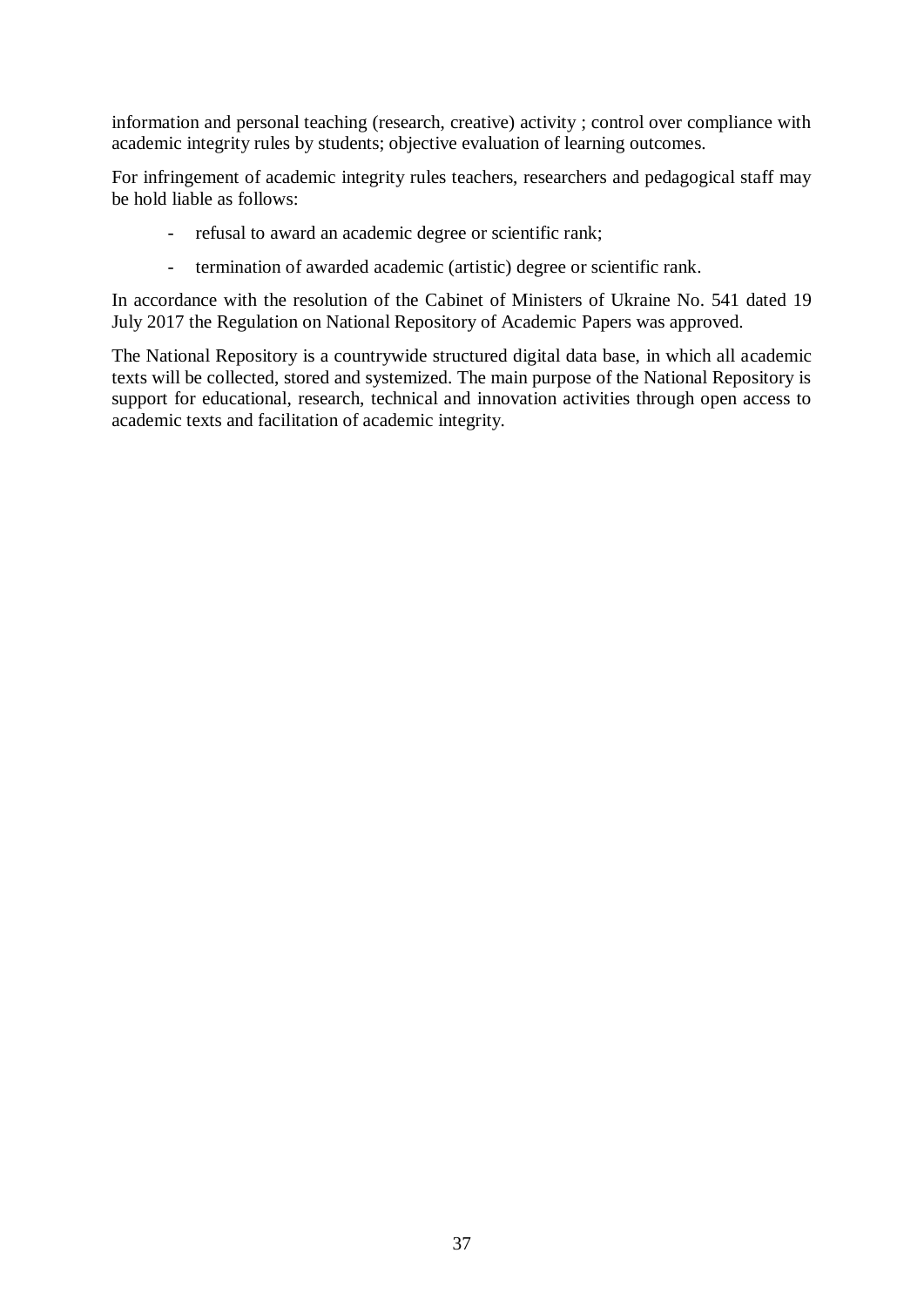information and personal teaching (research, creative) activity ; control over compliance with academic integrity rules by students; objective evaluation of learning outcomes.

For infringement of academic integrity rules teachers, researchers and pedagogical staff may be hold liable as follows:

- refusal to award an academic degree or scientific rank;
- termination of awarded academic (artistic) degree or scientific rank.

In accordance with the resolution of the Cabinet of Ministers of Ukraine No. 541 dated 19 July 2017 the Regulation on National Repository of Academic Papers was approved.

The National Repository is a countrywide structured digital data base, in which all academic texts will be collected, stored and systemized. The main purpose of the National Repository is support for educational, research, technical and innovation activities through open access to academic texts and facilitation of academic integrity.